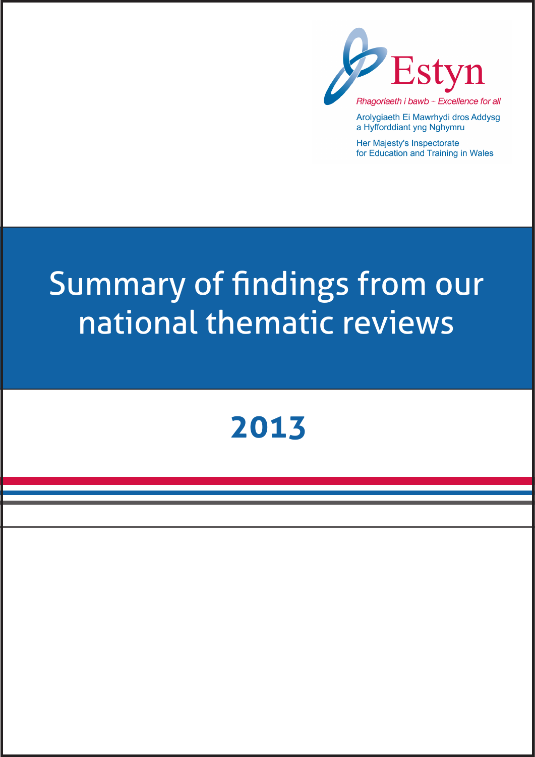Estyn

*Rhagoriaeth i bawb - Excellence for all*

Arolygiaeth Ei Mawrhydi dros Addysg a Hyfforddiant yng Nghymru

Her Majesty's Inspectorate for Education and Training in Wales

# Summary of findings from our national thematic reviews

## 2013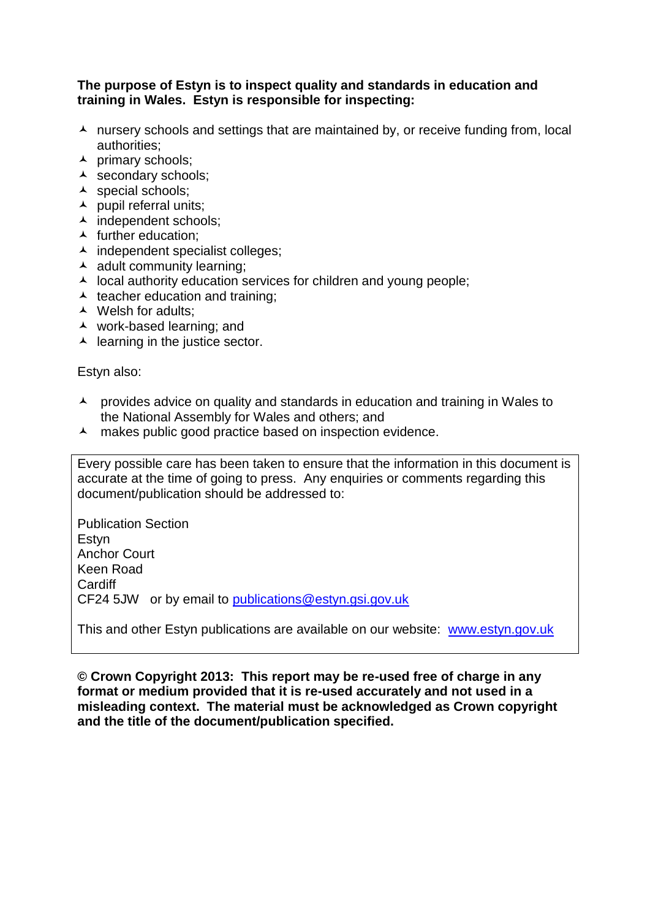**The purpose of Estyn is to inspect quality and standards in education and training in Wales. Estyn is responsible for inspecting:**

- nursery schools and settings that are maintained by, or receive funding from, local authorities;
- primary schools;
- secondary schools;
- special schools;
- pupil referral units;
- independent schools;
- further education;
- independent specialist colleges;
- adult community learning;
- local authority education services for children and young people;
- teacher education and training;
- Welsh for adults;
- work-based learning; and
- learning in the justice sector.

Estyn also:

- provides advice on quality and standards in education and training in Wales to the National Assembly for Wales and others; and
- makes public good practice based on inspection evidence.

Every possible care has been taken to ensure that the information in this document is accurate at the time of going to press. Any enquiries or comments regarding this document/publication should be addressed to:

Publication Section
Estyn
Anchor Court
Keen Road
Cardiff
CF24 5JW or by email to publications@estyn.gsi.gov.uk

This and other Estyn publications are available on our website: www.estyn.gov.uk

**© Crown Copyright 2013: This report may be re-used free of charge in any format or medium provided that it is re-used accurately and not used in a misleading context. The material must be acknowledged as Crown copyright and the title of the document/publication specified.**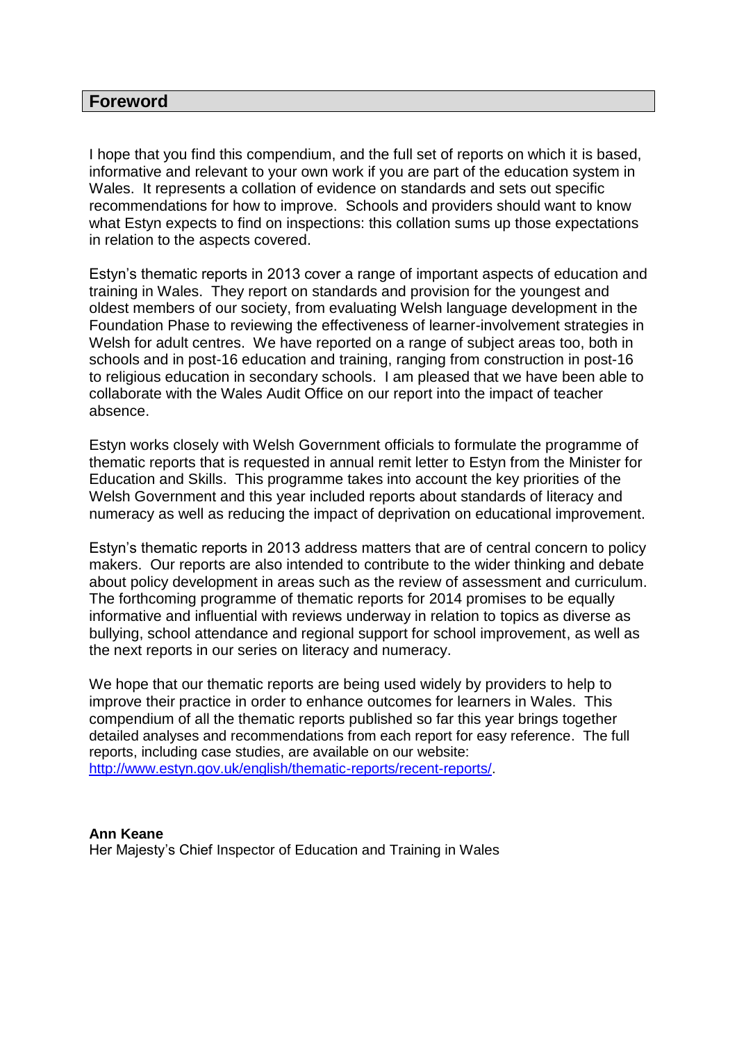## Foreword

I hope that you find this compendium, and the full set of reports on which it is based, informative and relevant to your own work if you are part of the education system in Wales. It represents a collation of evidence on standards and sets out specific recommendations for how to improve. Schools and providers should want to know what Estyn expects to find on inspections: this collation sums up those expectations in relation to the aspects covered.

Estyn's thematic reports in 2013 cover a range of important aspects of education and training in Wales. They report on standards and provision for the youngest and oldest members of our society, from evaluating Welsh language development in the Foundation Phase to reviewing the effectiveness of learner-involvement strategies in Welsh for adult centres. We have reported on a range of subject areas too, both in schools and in post-16 education and training, ranging from construction in post-16 to religious education in secondary schools. I am pleased that we have been able to collaborate with the Wales Audit Office on our report into the impact of teacher absence.

Estyn works closely with Welsh Government officials to formulate the programme of thematic reports that is requested in annual remit letter to Estyn from the Minister for Education and Skills. This programme takes into account the key priorities of the Welsh Government and this year included reports about standards of literacy and numeracy as well as reducing the impact of deprivation on educational improvement.

Estyn's thematic reports in 2013 address matters that are of central concern to policy makers. Our reports are also intended to contribute to the wider thinking and debate about policy development in areas such as the review of assessment and curriculum. The forthcoming programme of thematic reports for 2014 promises to be equally informative and influential with reviews underway in relation to topics as diverse as bullying, school attendance and regional support for school improvement, as well as the next reports in our series on literacy and numeracy.

We hope that our thematic reports are being used widely by providers to help to improve their practice in order to enhance outcomes for learners in Wales. This compendium of all the thematic reports published so far this year brings together detailed analyses and recommendations from each report for easy reference. The full reports, including case studies, are available on our website: [http://www.estyn.gov.uk/english/thematic-reports/recent-reports/](http://www.estyn.gov.uk/english/thematic-reports/recent-reports/).

**Ann Keane**
Her Majesty's Chief Inspector of Education and Training in Wales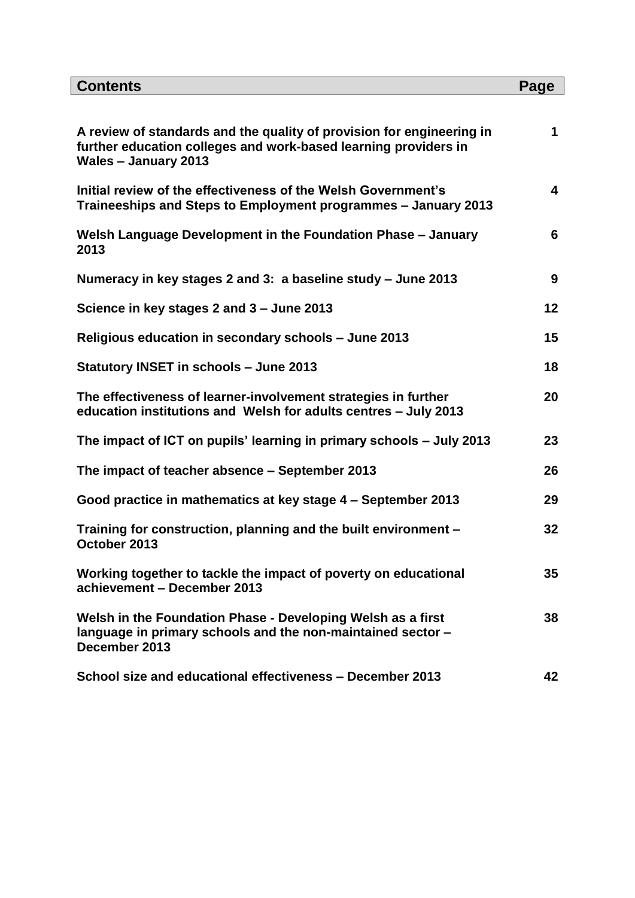| Contents | Page |
|---|---|
| **A review of standards and the quality of provision for engineering in further education colleges and work-based learning providers in Wales – January 2013** | **1** |
| **Initial review of the effectiveness of the Welsh Government's Traineeships and Steps to Employment programmes – January 2013** | **4** |
| **Welsh Language Development in the Foundation Phase – January 2013** | **6** |
| **Numeracy in key stages 2 and 3: a baseline study – June 2013** | **9** |
| **Science in key stages 2 and 3 – June 2013** | **12** |
| **Religious education in secondary schools – June 2013** | **15** |
| **Statutory INSET in schools – June 2013** | **18** |
| **The effectiveness of learner-involvement strategies in further education institutions and Welsh for adults centres – July 2013** | **20** |
| **The impact of ICT on pupils' learning in primary schools – July 2013** | **23** |
| **The impact of teacher absence – September 2013** | **26** |
| **Good practice in mathematics at key stage 4 – September 2013** | **29** |
| **Training for construction, planning and the built environment – October 2013** | **32** |
| **Working together to tackle the impact of poverty on educational achievement – December 2013** | **35** |
| **Welsh in the Foundation Phase - Developing Welsh as a first language in primary schools and the non-maintained sector – December 2013** | **38** |
| **School size and educational effectiveness – December 2013** | **42** |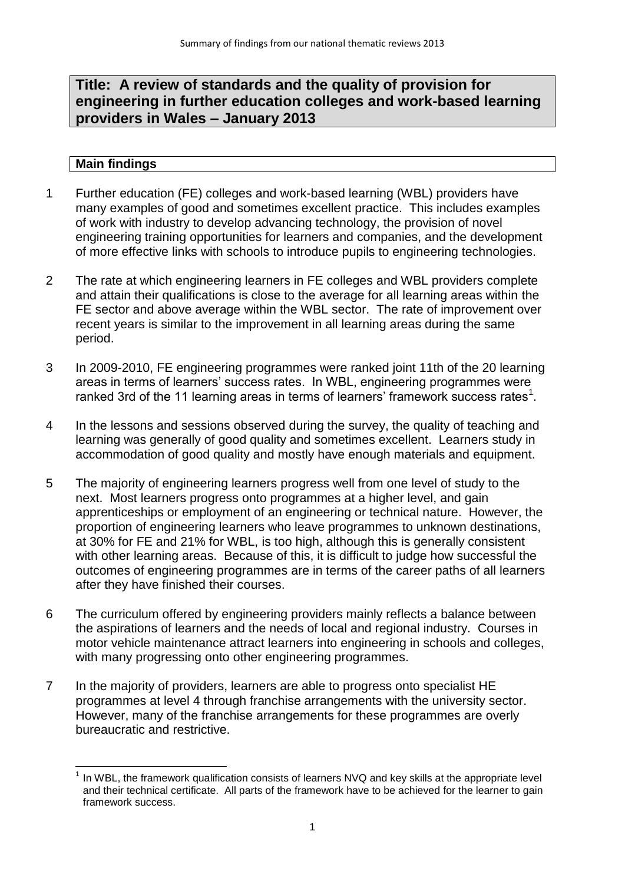## Title: A review of standards and the quality of provision for engineering in further education colleges and work-based learning providers in Wales – January 2013

### Main findings

1 Further education (FE) colleges and work-based learning (WBL) providers have many examples of good and sometimes excellent practice. This includes examples of work with industry to develop advancing technology, the provision of novel engineering training opportunities for learners and companies, and the development of more effective links with schools to introduce pupils to engineering technologies.

2 The rate at which engineering learners in FE colleges and WBL providers complete and attain their qualifications is close to the average for all learning areas within the FE sector and above average within the WBL sector. The rate of improvement over recent years is similar to the improvement in all learning areas during the same period.

3 In 2009-2010, FE engineering programmes were ranked joint 11th of the 20 learning areas in terms of learners' success rates. In WBL, engineering programmes were ranked 3rd of the 11 learning areas in terms of learners' framework success rates[1].

4 In the lessons and sessions observed during the survey, the quality of teaching and learning was generally of good quality and sometimes excellent. Learners study in accommodation of good quality and mostly have enough materials and equipment.

5 The majority of engineering learners progress well from one level of study to the next. Most learners progress onto programmes at a higher level, and gain apprenticeships or employment of an engineering or technical nature. However, the proportion of engineering learners who leave programmes to unknown destinations, at 30% for FE and 21% for WBL, is too high, although this is generally consistent with other learning areas. Because of this, it is difficult to judge how successful the outcomes of engineering programmes are in terms of the career paths of all learners after they have finished their courses.

6 The curriculum offered by engineering providers mainly reflects a balance between the aspirations of learners and the needs of local and regional industry. Courses in motor vehicle maintenance attract learners into engineering in schools and colleges, with many progressing onto other engineering programmes.

7 In the majority of providers, learners are able to progress onto specialist HE programmes at level 4 through franchise arrangements with the university sector. However, many of the franchise arrangements for these programmes are overly bureaucratic and restrictive.

[1] In WBL, the framework qualification consists of learners NVQ and key skills at the appropriate level and their technical certificate. All parts of the framework have to be achieved for the learner to gain framework success.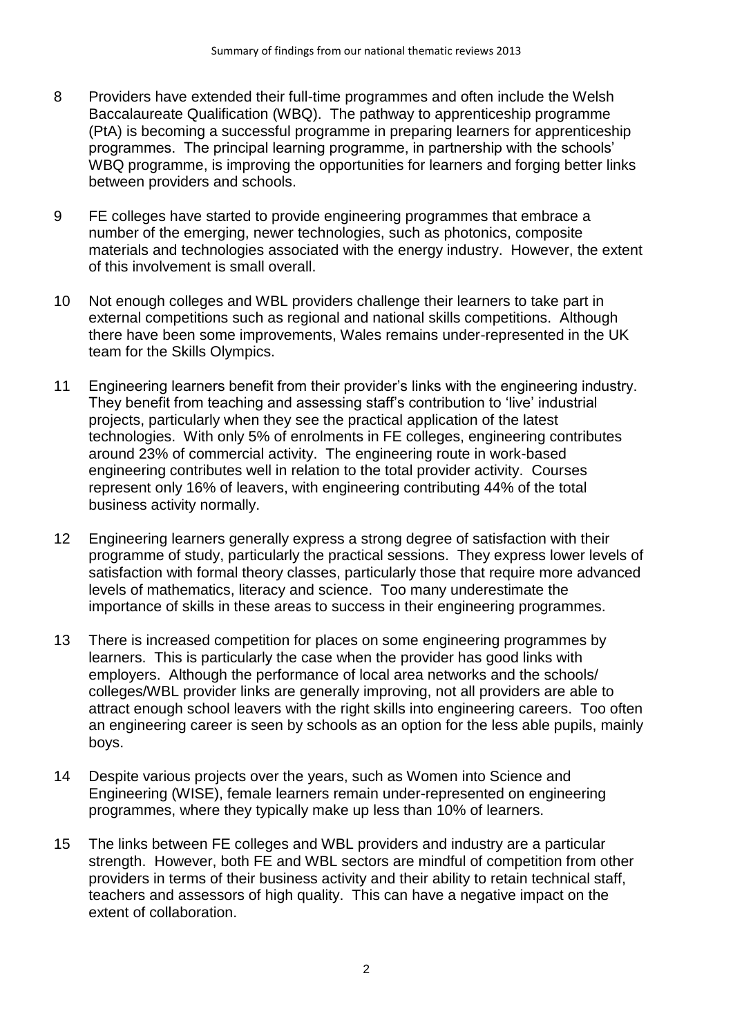8 Providers have extended their full-time programmes and often include the Welsh Baccalaureate Qualification (WBQ). The pathway to apprenticeship programme (PtA) is becoming a successful programme in preparing learners for apprenticeship programmes. The principal learning programme, in partnership with the schools' WBQ programme, is improving the opportunities for learners and forging better links between providers and schools.

9 FE colleges have started to provide engineering programmes that embrace a number of the emerging, newer technologies, such as photonics, composite materials and technologies associated with the energy industry. However, the extent of this involvement is small overall.

10 Not enough colleges and WBL providers challenge their learners to take part in external competitions such as regional and national skills competitions. Although there have been some improvements, Wales remains under-represented in the UK team for the Skills Olympics.

11 Engineering learners benefit from their provider's links with the engineering industry. They benefit from teaching and assessing staff's contribution to 'live' industrial projects, particularly when they see the practical application of the latest technologies. With only 5% of enrolments in FE colleges, engineering contributes around 23% of commercial activity. The engineering route in work-based engineering contributes well in relation to the total provider activity. Courses represent only 16% of leavers, with engineering contributing 44% of the total business activity normally.

12 Engineering learners generally express a strong degree of satisfaction with their programme of study, particularly the practical sessions. They express lower levels of satisfaction with formal theory classes, particularly those that require more advanced levels of mathematics, literacy and science. Too many underestimate the importance of skills in these areas to success in their engineering programmes.

13 There is increased competition for places on some engineering programmes by learners. This is particularly the case when the provider has good links with employers. Although the performance of local area networks and the schools/ colleges/WBL provider links are generally improving, not all providers are able to attract enough school leavers with the right skills into engineering careers. Too often an engineering career is seen by schools as an option for the less able pupils, mainly boys.

14 Despite various projects over the years, such as Women into Science and Engineering (WISE), female learners remain under-represented on engineering programmes, where they typically make up less than 10% of learners.

15 The links between FE colleges and WBL providers and industry are a particular strength. However, both FE and WBL sectors are mindful of competition from other providers in terms of their business activity and their ability to retain technical staff, teachers and assessors of high quality. This can have a negative impact on the extent of collaboration.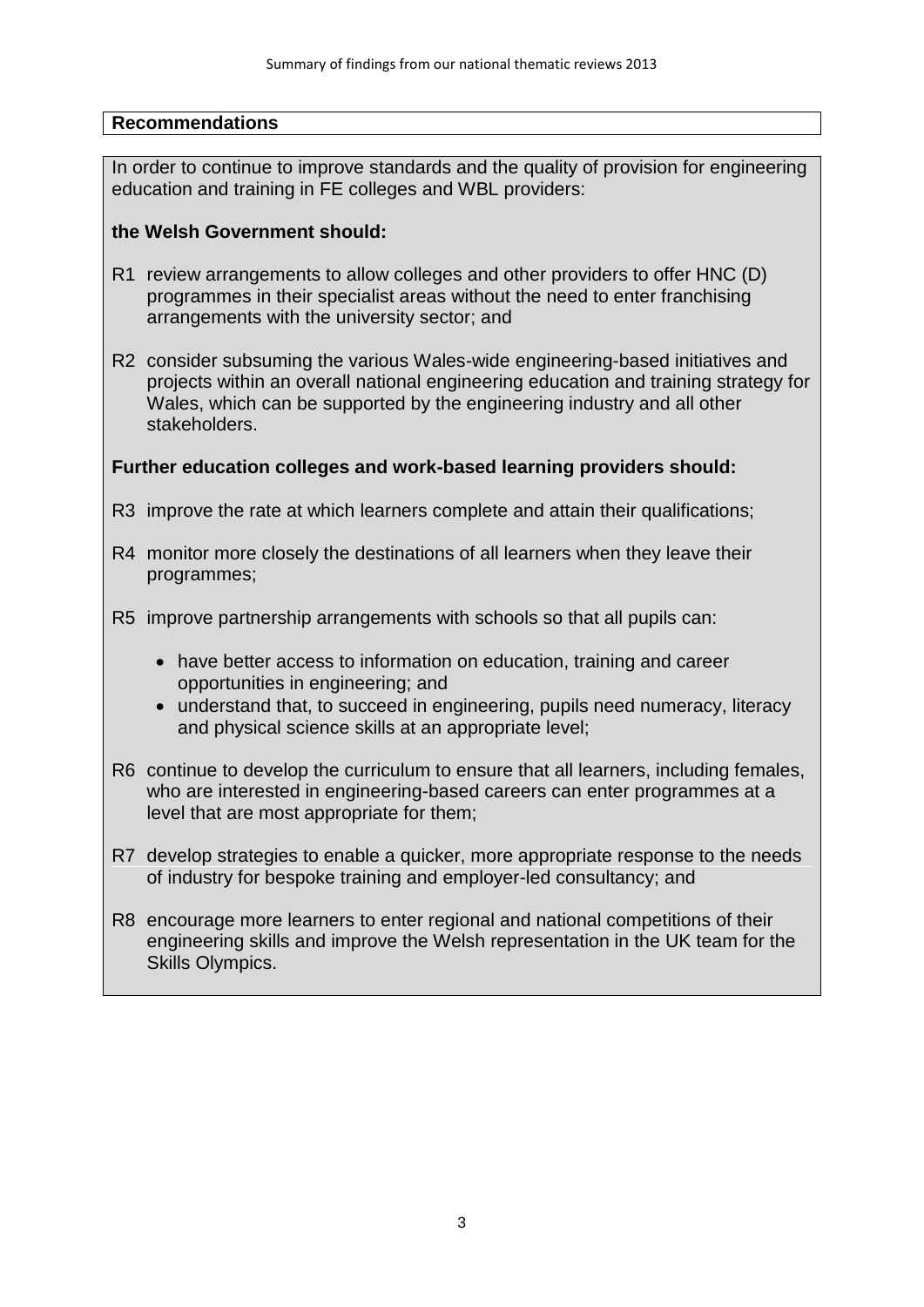## Recommendations

In order to continue to improve standards and the quality of provision for engineering education and training in FE colleges and WBL providers:

**the Welsh Government should:**

R1 review arrangements to allow colleges and other providers to offer HNC (D) programmes in their specialist areas without the need to enter franchising arrangements with the university sector; and

R2 consider subsuming the various Wales-wide engineering-based initiatives and projects within an overall national engineering education and training strategy for Wales, which can be supported by the engineering industry and all other stakeholders.

**Further education colleges and work-based learning providers should:**

R3 improve the rate at which learners complete and attain their qualifications;

R4 monitor more closely the destinations of all learners when they leave their programmes;

R5 improve partnership arrangements with schools so that all pupils can:

- have better access to information on education, training and career opportunities in engineering; and
- understand that, to succeed in engineering, pupils need numeracy, literacy and physical science skills at an appropriate level;

R6 continue to develop the curriculum to ensure that all learners, including females, who are interested in engineering-based careers can enter programmes at a level that are most appropriate for them;

R7 develop strategies to enable a quicker, more appropriate response to the needs of industry for bespoke training and employer-led consultancy; and

R8 encourage more learners to enter regional and national competitions of their engineering skills and improve the Welsh representation in the UK team for the Skills Olympics.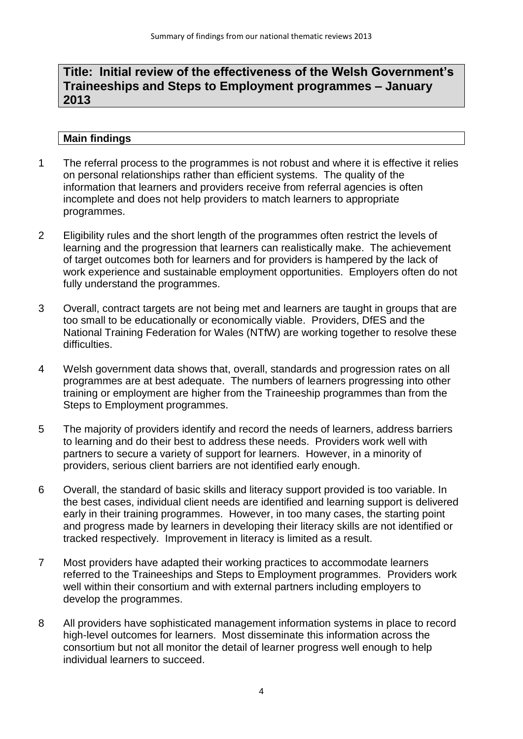## Title: Initial review of the effectiveness of the Welsh Government's Traineeships and Steps to Employment programmes – January 2013

### Main findings

1 The referral process to the programmes is not robust and where it is effective it relies on personal relationships rather than efficient systems. The quality of the information that learners and providers receive from referral agencies is often incomplete and does not help providers to match learners to appropriate programmes.

2 Eligibility rules and the short length of the programmes often restrict the levels of learning and the progression that learners can realistically make. The achievement of target outcomes both for learners and for providers is hampered by the lack of work experience and sustainable employment opportunities. Employers often do not fully understand the programmes.

3 Overall, contract targets are not being met and learners are taught in groups that are too small to be educationally or economically viable. Providers, DfES and the National Training Federation for Wales (NTfW) are working together to resolve these difficulties.

4 Welsh government data shows that, overall, standards and progression rates on all programmes are at best adequate. The numbers of learners progressing into other training or employment are higher from the Traineeship programmes than from the Steps to Employment programmes.

5 The majority of providers identify and record the needs of learners, address barriers to learning and do their best to address these needs. Providers work well with partners to secure a variety of support for learners. However, in a minority of providers, serious client barriers are not identified early enough.

6 Overall, the standard of basic skills and literacy support provided is too variable. In the best cases, individual client needs are identified and learning support is delivered early in their training programmes. However, in too many cases, the starting point and progress made by learners in developing their literacy skills are not identified or tracked respectively. Improvement in literacy is limited as a result.

7 Most providers have adapted their working practices to accommodate learners referred to the Traineeships and Steps to Employment programmes. Providers work well within their consortium and with external partners including employers to develop the programmes.

8 All providers have sophisticated management information systems in place to record high-level outcomes for learners. Most disseminate this information across the consortium but not all monitor the detail of learner progress well enough to help individual learners to succeed.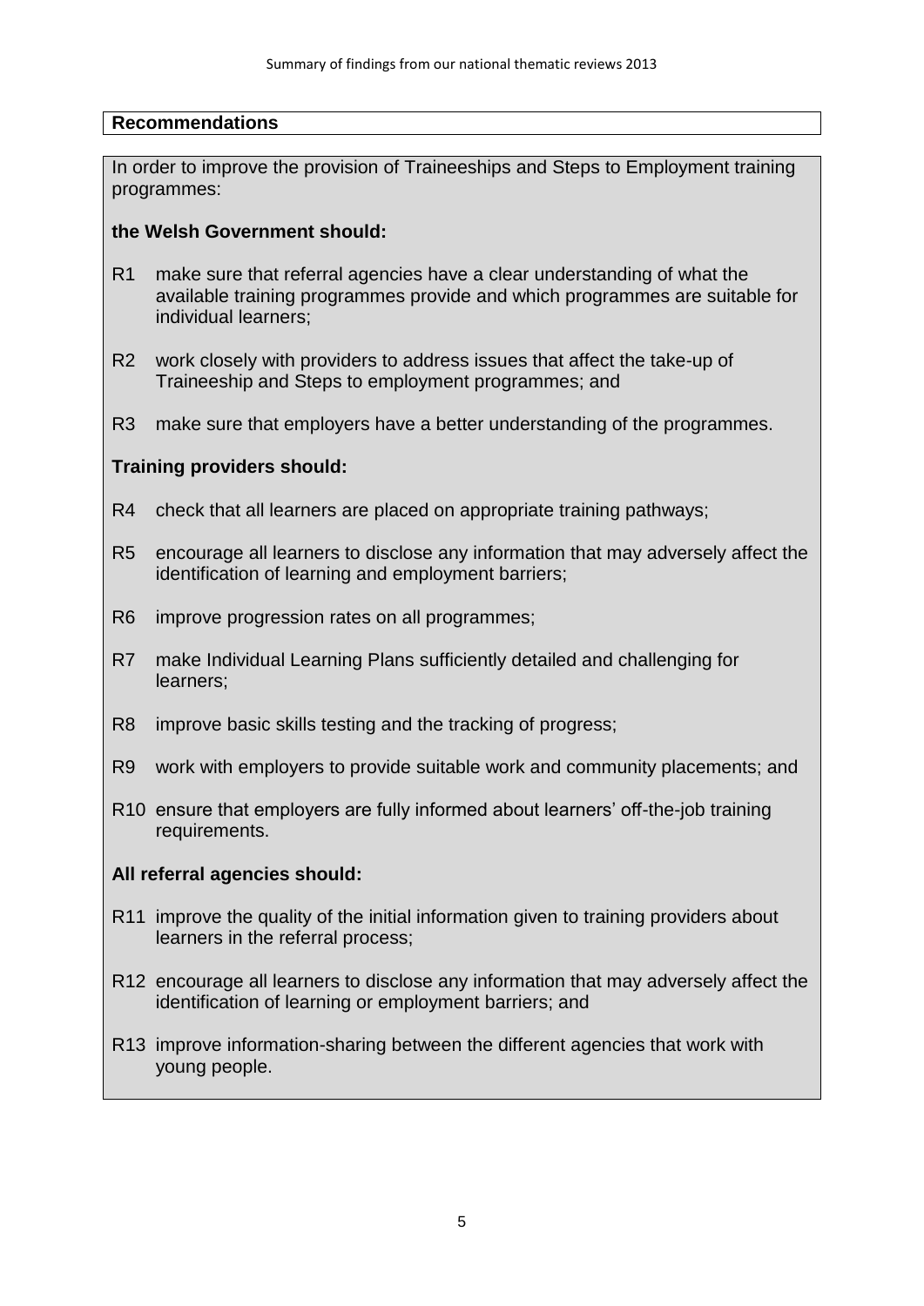## Recommendations

In order to improve the provision of Traineeships and Steps to Employment training programmes:

**the Welsh Government should:**

- R1 make sure that referral agencies have a clear understanding of what the available training programmes provide and which programmes are suitable for individual learners;
- R2 work closely with providers to address issues that affect the take-up of Traineeship and Steps to employment programmes; and
- R3 make sure that employers have a better understanding of the programmes.

**Training providers should:**

- R4 check that all learners are placed on appropriate training pathways;
- R5 encourage all learners to disclose any information that may adversely affect the identification of learning and employment barriers;
- R6 improve progression rates on all programmes;
- R7 make Individual Learning Plans sufficiently detailed and challenging for learners;
- R8 improve basic skills testing and the tracking of progress;
- R9 work with employers to provide suitable work and community placements; and
- R10 ensure that employers are fully informed about learners' off-the-job training requirements.

**All referral agencies should:**

- R11 improve the quality of the initial information given to training providers about learners in the referral process;
- R12 encourage all learners to disclose any information that may adversely affect the identification of learning or employment barriers; and
- R13 improve information-sharing between the different agencies that work with young people.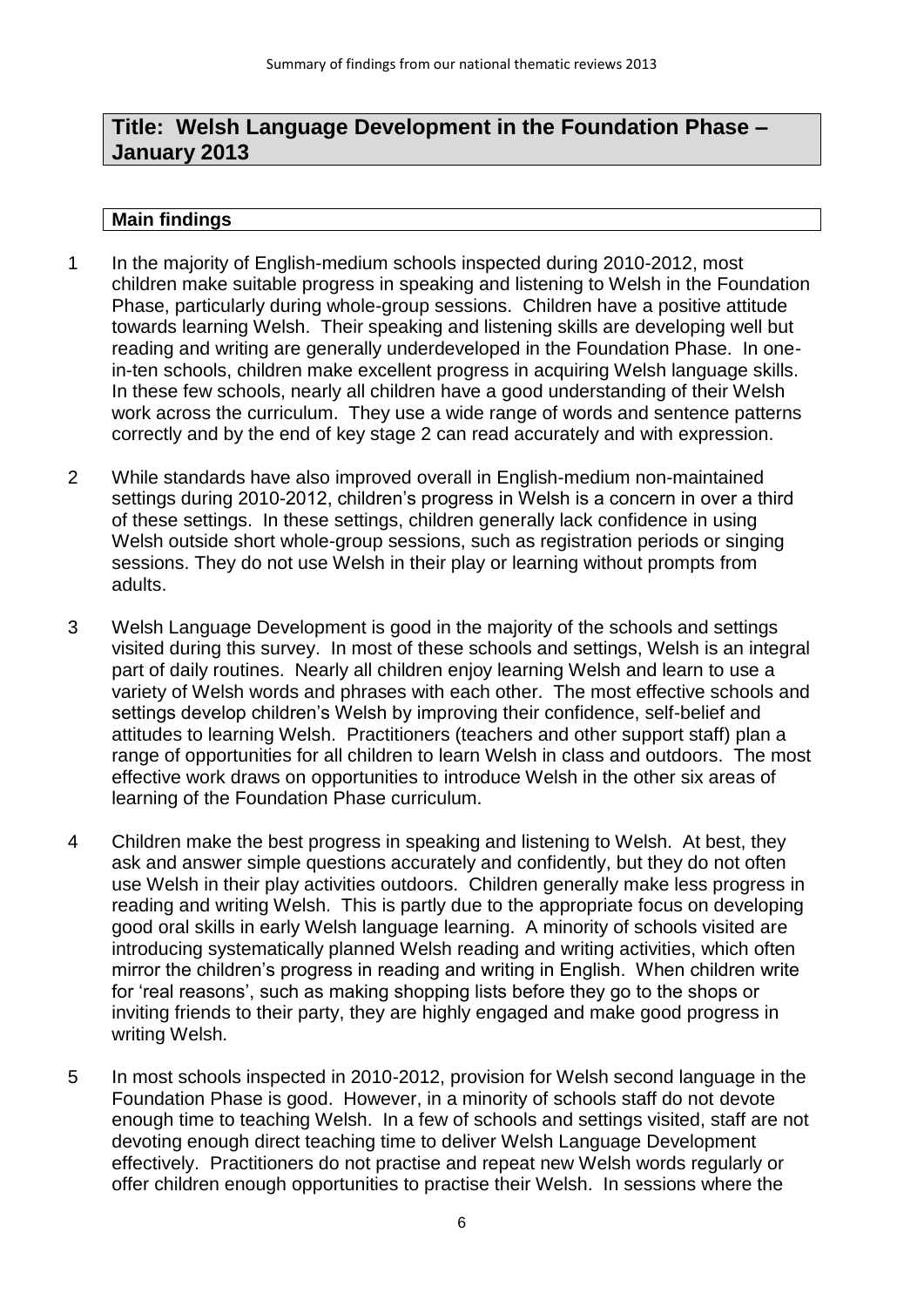## Title: Welsh Language Development in the Foundation Phase – January 2013

### Main findings

1. In the majority of English-medium schools inspected during 2010-2012, most children make suitable progress in speaking and listening to Welsh in the Foundation Phase, particularly during whole-group sessions. Children have a positive attitude towards learning Welsh. Their speaking and listening skills are developing well but reading and writing are generally underdeveloped in the Foundation Phase. In one-in-ten schools, children make excellent progress in acquiring Welsh language skills. In these few schools, nearly all children have a good understanding of their Welsh work across the curriculum. They use a wide range of words and sentence patterns correctly and by the end of key stage 2 can read accurately and with expression.

2. While standards have also improved overall in English-medium non-maintained settings during 2010-2012, children's progress in Welsh is a concern in over a third of these settings. In these settings, children generally lack confidence in using Welsh outside short whole-group sessions, such as registration periods or singing sessions. They do not use Welsh in their play or learning without prompts from adults.

3. Welsh Language Development is good in the majority of the schools and settings visited during this survey. In most of these schools and settings, Welsh is an integral part of daily routines. Nearly all children enjoy learning Welsh and learn to use a variety of Welsh words and phrases with each other. The most effective schools and settings develop children's Welsh by improving their confidence, self-belief and attitudes to learning Welsh. Practitioners (teachers and other support staff) plan a range of opportunities for all children to learn Welsh in class and outdoors. The most effective work draws on opportunities to introduce Welsh in the other six areas of learning of the Foundation Phase curriculum.

4. Children make the best progress in speaking and listening to Welsh. At best, they ask and answer simple questions accurately and confidently, but they do not often use Welsh in their play activities outdoors. Children generally make less progress in reading and writing Welsh. This is partly due to the appropriate focus on developing good oral skills in early Welsh language learning. A minority of schools visited are introducing systematically planned Welsh reading and writing activities, which often mirror the children's progress in reading and writing in English. When children write for 'real reasons', such as making shopping lists before they go to the shops or inviting friends to their party, they are highly engaged and make good progress in writing Welsh.

5. In most schools inspected in 2010-2012, provision for Welsh second language in the Foundation Phase is good. However, in a minority of schools staff do not devote enough time to teaching Welsh. In a few of schools and settings visited, staff are not devoting enough direct teaching time to deliver Welsh Language Development effectively. Practitioners do not practise and repeat new Welsh words regularly or offer children enough opportunities to practise their Welsh. In sessions where the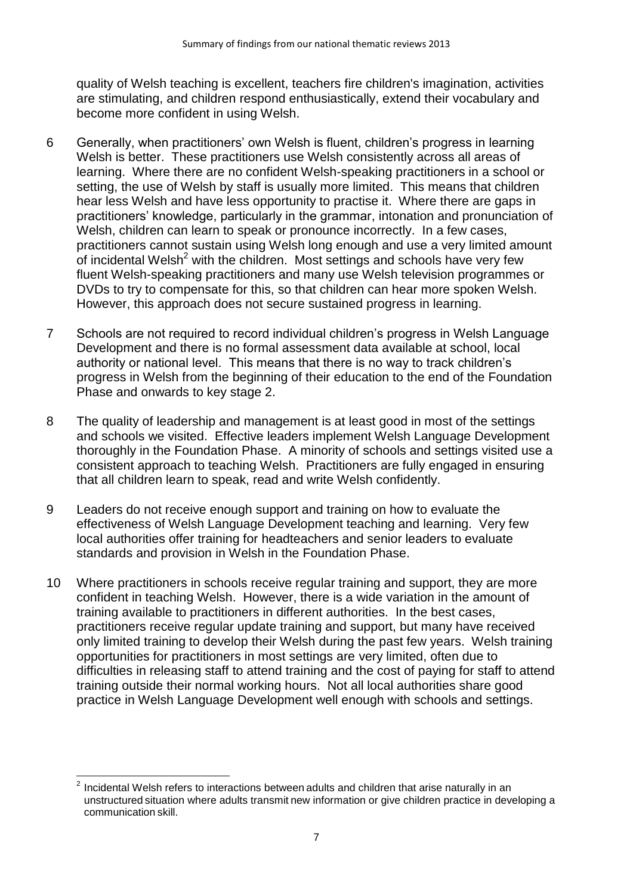quality of Welsh teaching is excellent, teachers fire children's imagination, activities are stimulating, and children respond enthusiastically, extend their vocabulary and become more confident in using Welsh.

6 Generally, when practitioners' own Welsh is fluent, children's progress in learning Welsh is better. These practitioners use Welsh consistently across all areas of learning. Where there are no confident Welsh-speaking practitioners in a school or setting, the use of Welsh by staff is usually more limited. This means that children hear less Welsh and have less opportunity to practise it. Where there are gaps in practitioners' knowledge, particularly in the grammar, intonation and pronunciation of Welsh, children can learn to speak or pronounce incorrectly. In a few cases, practitioners cannot sustain using Welsh long enough and use a very limited amount of incidental Welsh[2] with the children. Most settings and schools have very few fluent Welsh-speaking practitioners and many use Welsh television programmes or DVDs to try to compensate for this, so that children can hear more spoken Welsh. However, this approach does not secure sustained progress in learning.

7 Schools are not required to record individual children's progress in Welsh Language Development and there is no formal assessment data available at school, local authority or national level. This means that there is no way to track children's progress in Welsh from the beginning of their education to the end of the Foundation Phase and onwards to key stage 2.

8 The quality of leadership and management is at least good in most of the settings and schools we visited. Effective leaders implement Welsh Language Development thoroughly in the Foundation Phase. A minority of schools and settings visited use a consistent approach to teaching Welsh. Practitioners are fully engaged in ensuring that all children learn to speak, read and write Welsh confidently.

9 Leaders do not receive enough support and training on how to evaluate the effectiveness of Welsh Language Development teaching and learning. Very few local authorities offer training for headteachers and senior leaders to evaluate standards and provision in Welsh in the Foundation Phase.

10 Where practitioners in schools receive regular training and support, they are more confident in teaching Welsh. However, there is a wide variation in the amount of training available to practitioners in different authorities. In the best cases, practitioners receive regular update training and support, but many have received only limited training to develop their Welsh during the past few years. Welsh training opportunities for practitioners in most settings are very limited, often due to difficulties in releasing staff to attend training and the cost of paying for staff to attend training outside their normal working hours. Not all local authorities share good practice in Welsh Language Development well enough with schools and settings.

[2] Incidental Welsh refers to interactions between adults and children that arise naturally in an unstructured situation where adults transmit new information or give children practice in developing a communication skill.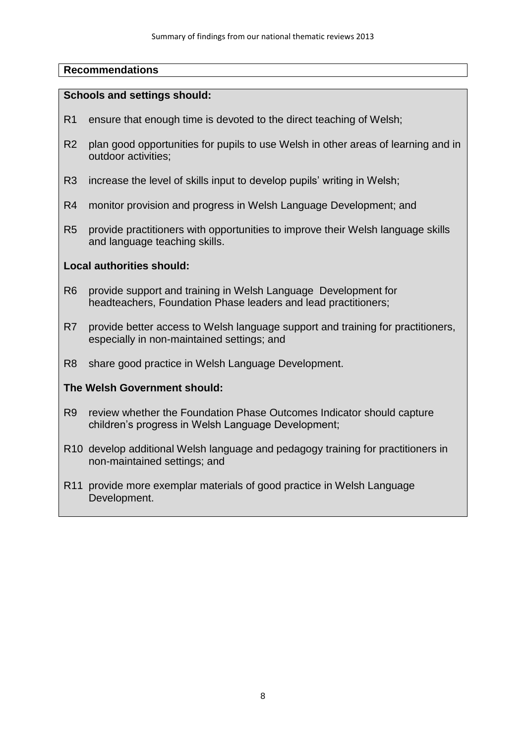## Recommendations

**Schools and settings should:**

R1 ensure that enough time is devoted to the direct teaching of Welsh;

R2 plan good opportunities for pupils to use Welsh in other areas of learning and in outdoor activities;

R3 increase the level of skills input to develop pupils' writing in Welsh;

R4 monitor provision and progress in Welsh Language Development; and

R5 provide practitioners with opportunities to improve their Welsh language skills and language teaching skills.

**Local authorities should:**

R6 provide support and training in Welsh Language Development for headteachers, Foundation Phase leaders and lead practitioners;

R7 provide better access to Welsh language support and training for practitioners, especially in non-maintained settings; and

R8 share good practice in Welsh Language Development.

**The Welsh Government should:**

R9 review whether the Foundation Phase Outcomes Indicator should capture children's progress in Welsh Language Development;

R10 develop additional Welsh language and pedagogy training for practitioners in non-maintained settings; and

R11 provide more exemplar materials of good practice in Welsh Language Development.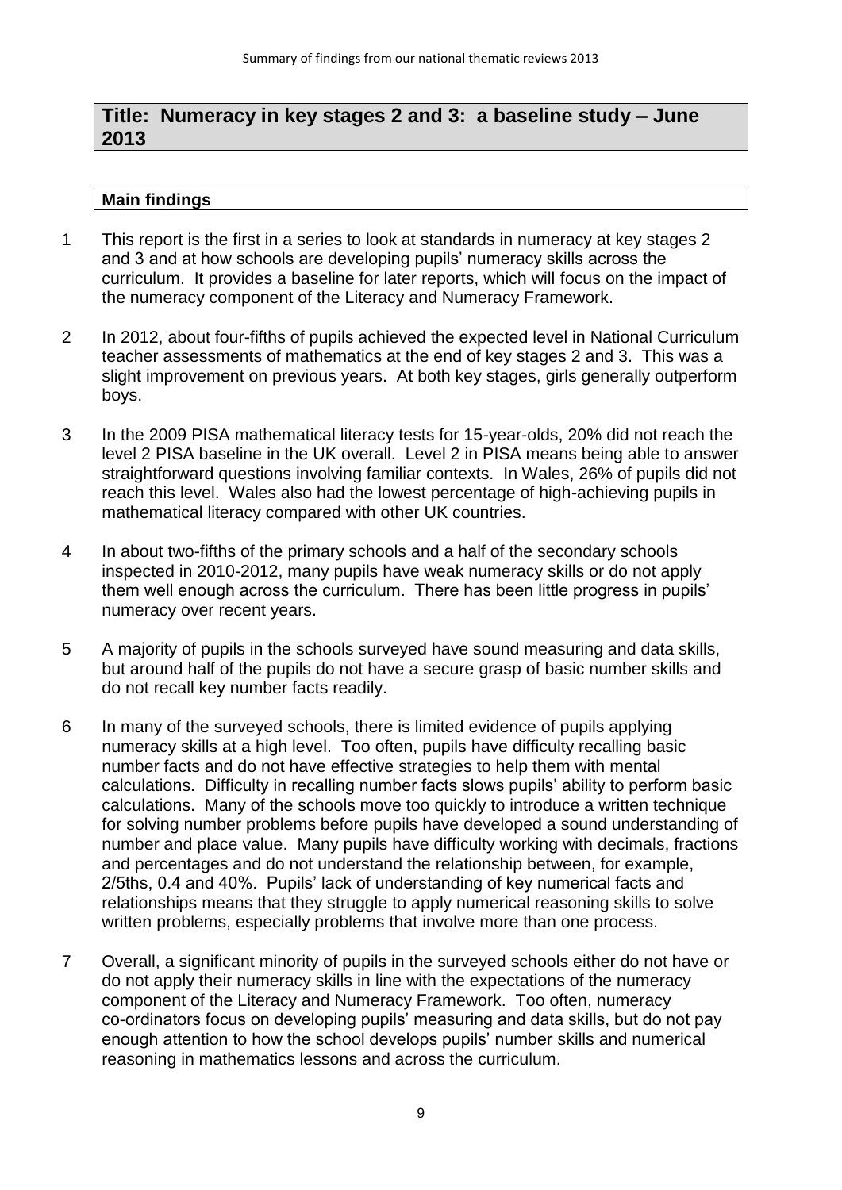## Title: Numeracy in key stages 2 and 3: a baseline study – June 2013

### Main findings

1. This report is the first in a series to look at standards in numeracy at key stages 2 and 3 and at how schools are developing pupils' numeracy skills across the curriculum. It provides a baseline for later reports, which will focus on the impact of the numeracy component of the Literacy and Numeracy Framework.

2. In 2012, about four-fifths of pupils achieved the expected level in National Curriculum teacher assessments of mathematics at the end of key stages 2 and 3. This was a slight improvement on previous years. At both key stages, girls generally outperform boys.

3. In the 2009 PISA mathematical literacy tests for 15-year-olds, 20% did not reach the level 2 PISA baseline in the UK overall. Level 2 in PISA means being able to answer straightforward questions involving familiar contexts. In Wales, 26% of pupils did not reach this level. Wales also had the lowest percentage of high-achieving pupils in mathematical literacy compared with other UK countries.

4. In about two-fifths of the primary schools and a half of the secondary schools inspected in 2010-2012, many pupils have weak numeracy skills or do not apply them well enough across the curriculum. There has been little progress in pupils' numeracy over recent years.

5. A majority of pupils in the schools surveyed have sound measuring and data skills, but around half of the pupils do not have a secure grasp of basic number skills and do not recall key number facts readily.

6. In many of the surveyed schools, there is limited evidence of pupils applying numeracy skills at a high level. Too often, pupils have difficulty recalling basic number facts and do not have effective strategies to help them with mental calculations. Difficulty in recalling number facts slows pupils' ability to perform basic calculations. Many of the schools move too quickly to introduce a written technique for solving number problems before pupils have developed a sound understanding of number and place value. Many pupils have difficulty working with decimals, fractions and percentages and do not understand the relationship between, for example, 2/5ths, 0.4 and 40%. Pupils' lack of understanding of key numerical facts and relationships means that they struggle to apply numerical reasoning skills to solve written problems, especially problems that involve more than one process.

7. Overall, a significant minority of pupils in the surveyed schools either do not have or do not apply their numeracy skills in line with the expectations of the numeracy component of the Literacy and Numeracy Framework. Too often, numeracy co-ordinators focus on developing pupils' measuring and data skills, but do not pay enough attention to how the school develops pupils' number skills and numerical reasoning in mathematics lessons and across the curriculum.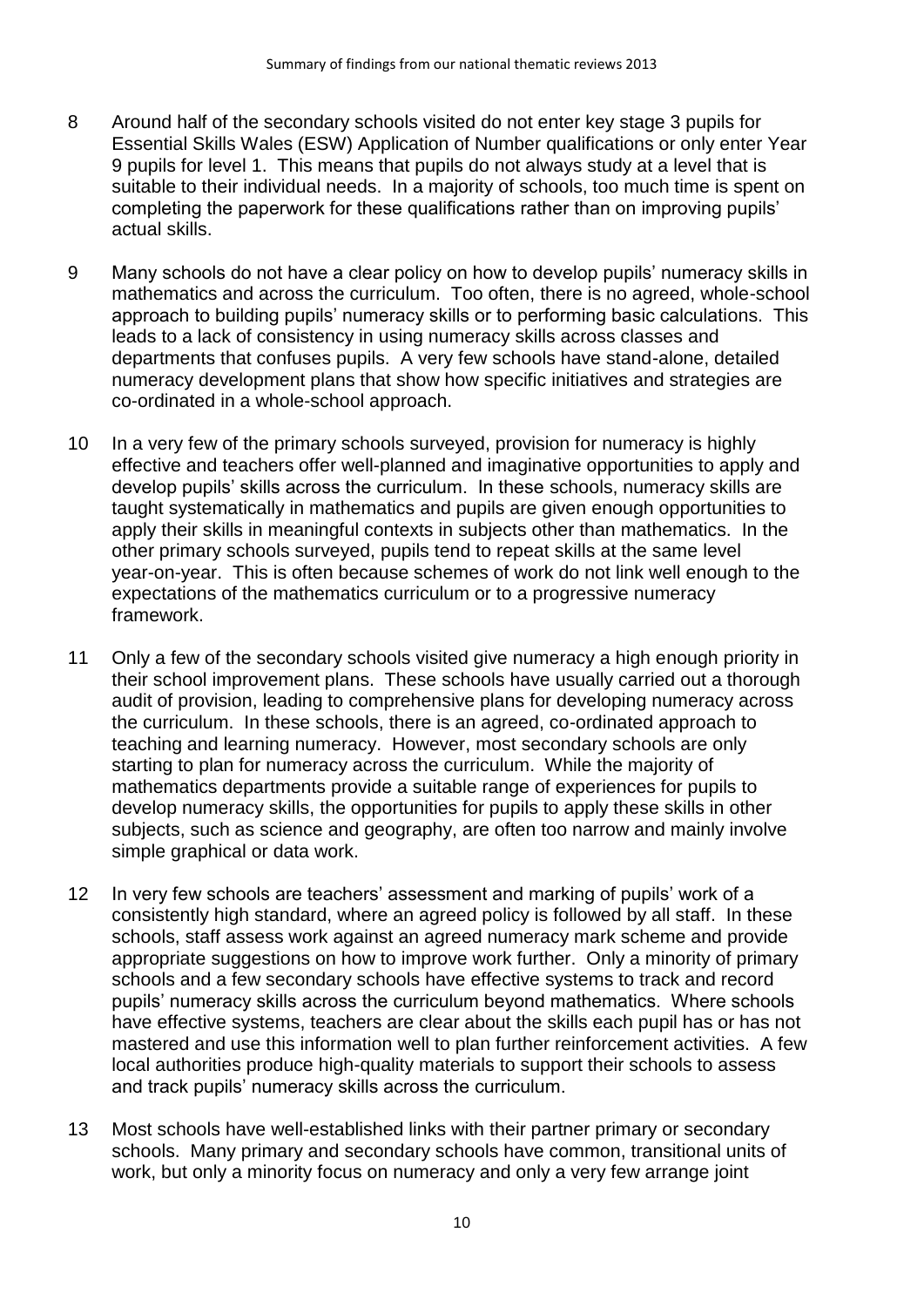8 Around half of the secondary schools visited do not enter key stage 3 pupils for Essential Skills Wales (ESW) Application of Number qualifications or only enter Year 9 pupils for level 1. This means that pupils do not always study at a level that is suitable to their individual needs. In a majority of schools, too much time is spent on completing the paperwork for these qualifications rather than on improving pupils' actual skills.

9 Many schools do not have a clear policy on how to develop pupils' numeracy skills in mathematics and across the curriculum. Too often, there is no agreed, whole-school approach to building pupils' numeracy skills or to performing basic calculations. This leads to a lack of consistency in using numeracy skills across classes and departments that confuses pupils. A very few schools have stand-alone, detailed numeracy development plans that show how specific initiatives and strategies are co-ordinated in a whole-school approach.

10 In a very few of the primary schools surveyed, provision for numeracy is highly effective and teachers offer well-planned and imaginative opportunities to apply and develop pupils' skills across the curriculum. In these schools, numeracy skills are taught systematically in mathematics and pupils are given enough opportunities to apply their skills in meaningful contexts in subjects other than mathematics. In the other primary schools surveyed, pupils tend to repeat skills at the same level year-on-year. This is often because schemes of work do not link well enough to the expectations of the mathematics curriculum or to a progressive numeracy framework.

11 Only a few of the secondary schools visited give numeracy a high enough priority in their school improvement plans. These schools have usually carried out a thorough audit of provision, leading to comprehensive plans for developing numeracy across the curriculum. In these schools, there is an agreed, co-ordinated approach to teaching and learning numeracy. However, most secondary schools are only starting to plan for numeracy across the curriculum. While the majority of mathematics departments provide a suitable range of experiences for pupils to develop numeracy skills, the opportunities for pupils to apply these skills in other subjects, such as science and geography, are often too narrow and mainly involve simple graphical or data work.

12 In very few schools are teachers' assessment and marking of pupils' work of a consistently high standard, where an agreed policy is followed by all staff. In these schools, staff assess work against an agreed numeracy mark scheme and provide appropriate suggestions on how to improve work further. Only a minority of primary schools and a few secondary schools have effective systems to track and record pupils' numeracy skills across the curriculum beyond mathematics. Where schools have effective systems, teachers are clear about the skills each pupil has or has not mastered and use this information well to plan further reinforcement activities. A few local authorities produce high-quality materials to support their schools to assess and track pupils' numeracy skills across the curriculum.

13 Most schools have well-established links with their partner primary or secondary schools. Many primary and secondary schools have common, transitional units of work, but only a minority focus on numeracy and only a very few arrange joint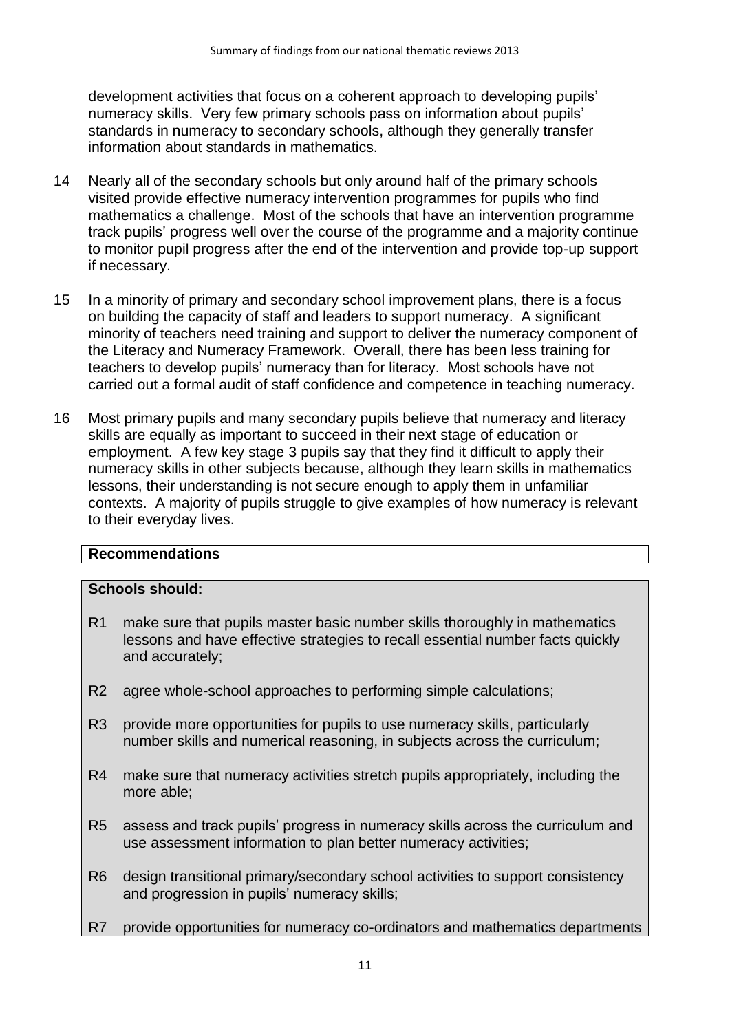development activities that focus on a coherent approach to developing pupils' numeracy skills. Very few primary schools pass on information about pupils' standards in numeracy to secondary schools, although they generally transfer information about standards in mathematics.

14 Nearly all of the secondary schools but only around half of the primary schools visited provide effective numeracy intervention programmes for pupils who find mathematics a challenge. Most of the schools that have an intervention programme track pupils' progress well over the course of the programme and a majority continue to monitor pupil progress after the end of the intervention and provide top-up support if necessary.

15 In a minority of primary and secondary school improvement plans, there is a focus on building the capacity of staff and leaders to support numeracy. A significant minority of teachers need training and support to deliver the numeracy component of the Literacy and Numeracy Framework. Overall, there has been less training for teachers to develop pupils' numeracy than for literacy. Most schools have not carried out a formal audit of staff confidence and competence in teaching numeracy.

16 Most primary pupils and many secondary pupils believe that numeracy and literacy skills are equally as important to succeed in their next stage of education or employment. A few key stage 3 pupils say that they find it difficult to apply their numeracy skills in other subjects because, although they learn skills in mathematics lessons, their understanding is not secure enough to apply them in unfamiliar contexts. A majority of pupils struggle to give examples of how numeracy is relevant to their everyday lives.

## Recommendations

**Schools should:**

- R1 make sure that pupils master basic number skills thoroughly in mathematics lessons and have effective strategies to recall essential number facts quickly and accurately;
- R2 agree whole-school approaches to performing simple calculations;
- R3 provide more opportunities for pupils to use numeracy skills, particularly number skills and numerical reasoning, in subjects across the curriculum;
- R4 make sure that numeracy activities stretch pupils appropriately, including the more able;
- R5 assess and track pupils' progress in numeracy skills across the curriculum and use assessment information to plan better numeracy activities;
- R6 design transitional primary/secondary school activities to support consistency and progression in pupils' numeracy skills;
- R7 provide opportunities for numeracy co-ordinators and mathematics departments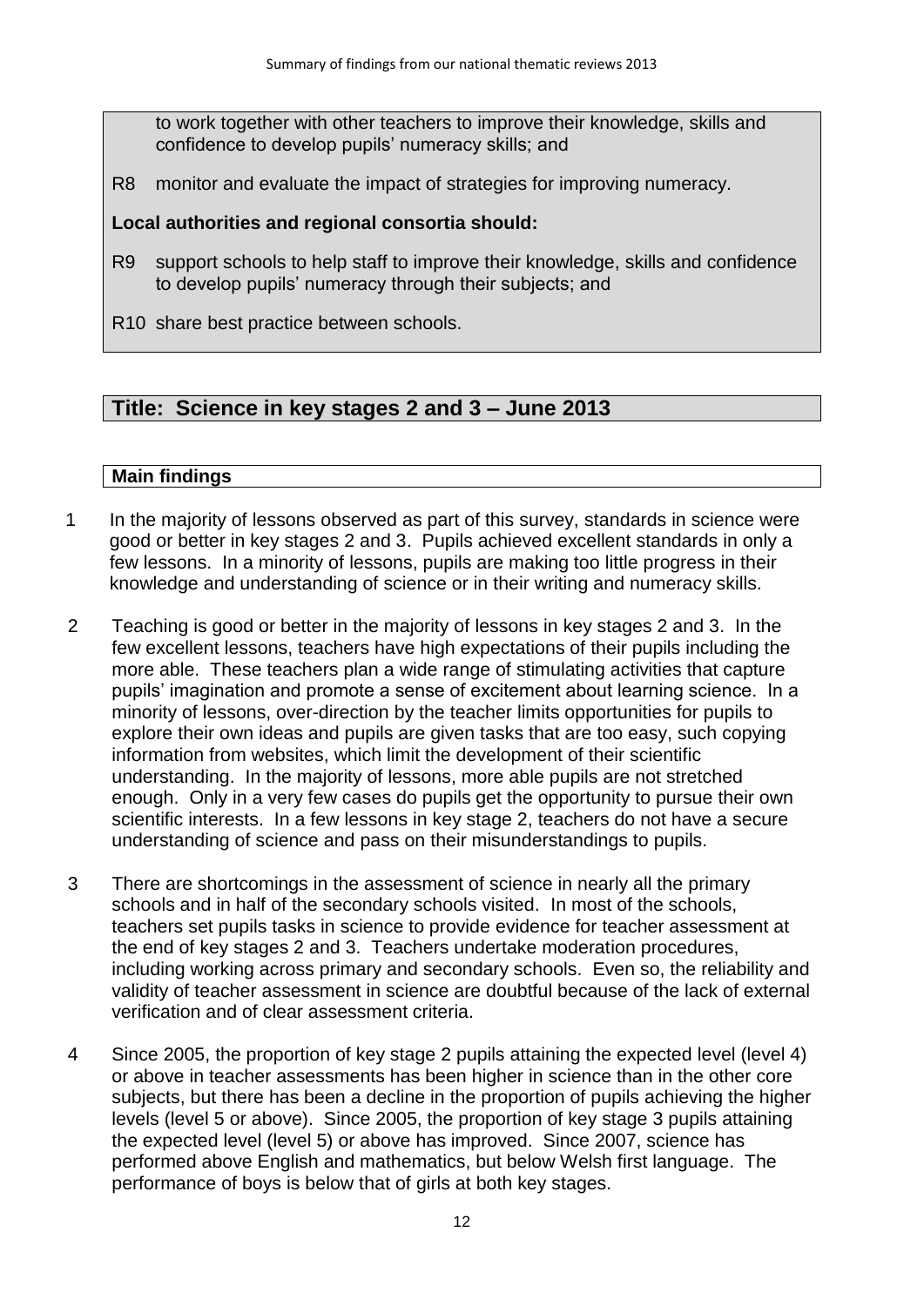to work together with other teachers to improve their knowledge, skills and confidence to develop pupils' numeracy skills; and

R8 monitor and evaluate the impact of strategies for improving numeracy.

**Local authorities and regional consortia should:**

R9 support schools to help staff to improve their knowledge, skills and confidence to develop pupils' numeracy through their subjects; and

R10 share best practice between schools.

## Title: Science in key stages 2 and 3 – June 2013

### Main findings

1 In the majority of lessons observed as part of this survey, standards in science were good or better in key stages 2 and 3. Pupils achieved excellent standards in only a few lessons. In a minority of lessons, pupils are making too little progress in their knowledge and understanding of science or in their writing and numeracy skills.

2 Teaching is good or better in the majority of lessons in key stages 2 and 3. In the few excellent lessons, teachers have high expectations of their pupils including the more able. These teachers plan a wide range of stimulating activities that capture pupils' imagination and promote a sense of excitement about learning science. In a minority of lessons, over-direction by the teacher limits opportunities for pupils to explore their own ideas and pupils are given tasks that are too easy, such copying information from websites, which limit the development of their scientific understanding. In the majority of lessons, more able pupils are not stretched enough. Only in a very few cases do pupils get the opportunity to pursue their own scientific interests. In a few lessons in key stage 2, teachers do not have a secure understanding of science and pass on their misunderstandings to pupils.

3 There are shortcomings in the assessment of science in nearly all the primary schools and in half of the secondary schools visited. In most of the schools, teachers set pupils tasks in science to provide evidence for teacher assessment at the end of key stages 2 and 3. Teachers undertake moderation procedures, including working across primary and secondary schools. Even so, the reliability and validity of teacher assessment in science are doubtful because of the lack of external verification and of clear assessment criteria.

4 Since 2005, the proportion of key stage 2 pupils attaining the expected level (level 4) or above in teacher assessments has been higher in science than in the other core subjects, but there has been a decline in the proportion of pupils achieving the higher levels (level 5 or above). Since 2005, the proportion of key stage 3 pupils attaining the expected level (level 5) or above has improved. Since 2007, science has performed above English and mathematics, but below Welsh first language. The performance of boys is below that of girls at both key stages.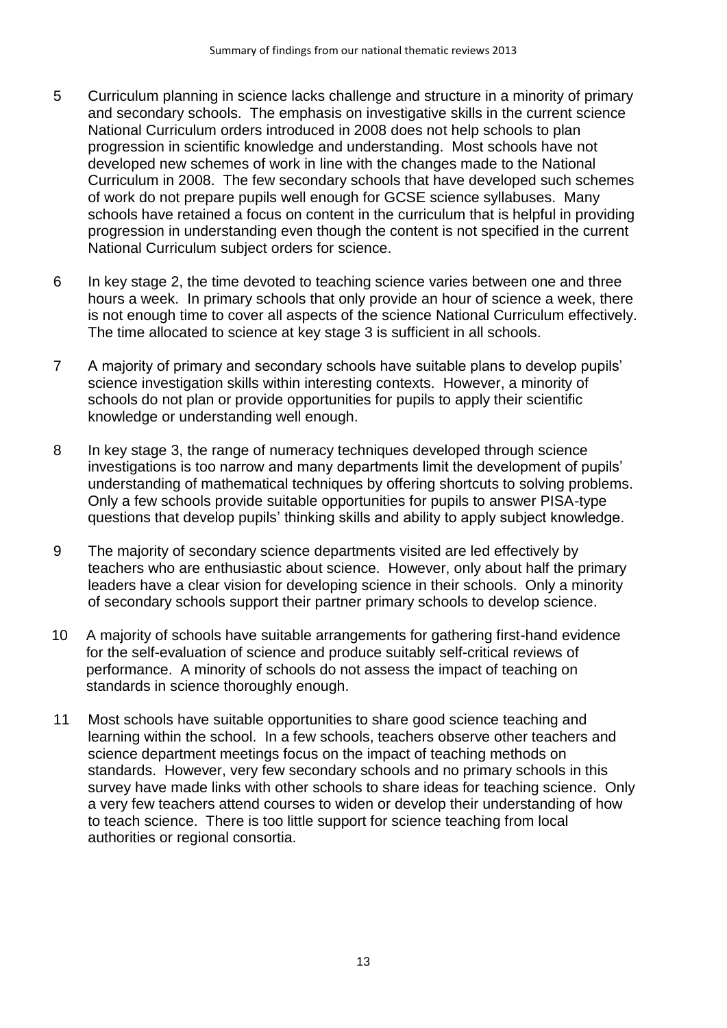5 Curriculum planning in science lacks challenge and structure in a minority of primary and secondary schools. The emphasis on investigative skills in the current science National Curriculum orders introduced in 2008 does not help schools to plan progression in scientific knowledge and understanding. Most schools have not developed new schemes of work in line with the changes made to the National Curriculum in 2008. The few secondary schools that have developed such schemes of work do not prepare pupils well enough for GCSE science syllabuses. Many schools have retained a focus on content in the curriculum that is helpful in providing progression in understanding even though the content is not specified in the current National Curriculum subject orders for science.

6 In key stage 2, the time devoted to teaching science varies between one and three hours a week. In primary schools that only provide an hour of science a week, there is not enough time to cover all aspects of the science National Curriculum effectively. The time allocated to science at key stage 3 is sufficient in all schools.

7 A majority of primary and secondary schools have suitable plans to develop pupils' science investigation skills within interesting contexts. However, a minority of schools do not plan or provide opportunities for pupils to apply their scientific knowledge or understanding well enough.

8 In key stage 3, the range of numeracy techniques developed through science investigations is too narrow and many departments limit the development of pupils' understanding of mathematical techniques by offering shortcuts to solving problems. Only a few schools provide suitable opportunities for pupils to answer PISA-type questions that develop pupils' thinking skills and ability to apply subject knowledge.

9 The majority of secondary science departments visited are led effectively by teachers who are enthusiastic about science. However, only about half the primary leaders have a clear vision for developing science in their schools. Only a minority of secondary schools support their partner primary schools to develop science.

10 A majority of schools have suitable arrangements for gathering first-hand evidence for the self-evaluation of science and produce suitably self-critical reviews of performance. A minority of schools do not assess the impact of teaching on standards in science thoroughly enough.

11 Most schools have suitable opportunities to share good science teaching and learning within the school. In a few schools, teachers observe other teachers and science department meetings focus on the impact of teaching methods on standards. However, very few secondary schools and no primary schools in this survey have made links with other schools to share ideas for teaching science. Only a very few teachers attend courses to widen or develop their understanding of how to teach science. There is too little support for science teaching from local authorities or regional consortia.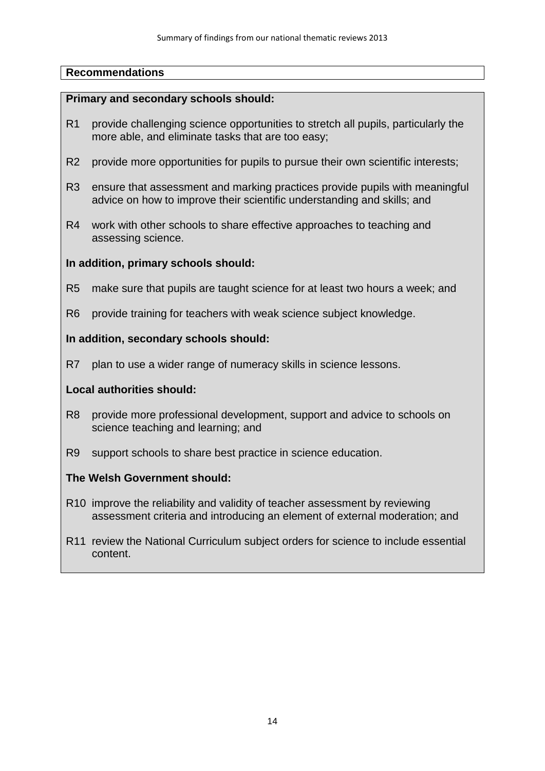## Recommendations

**Primary and secondary schools should:**

R1 provide challenging science opportunities to stretch all pupils, particularly the more able, and eliminate tasks that are too easy;

R2 provide more opportunities for pupils to pursue their own scientific interests;

R3 ensure that assessment and marking practices provide pupils with meaningful advice on how to improve their scientific understanding and skills; and

R4 work with other schools to share effective approaches to teaching and assessing science.

**In addition, primary schools should:**

R5 make sure that pupils are taught science for at least two hours a week; and

R6 provide training for teachers with weak science subject knowledge.

**In addition, secondary schools should:**

R7 plan to use a wider range of numeracy skills in science lessons.

**Local authorities should:**

R8 provide more professional development, support and advice to schools on science teaching and learning; and

R9 support schools to share best practice in science education.

**The Welsh Government should:**

R10 improve the reliability and validity of teacher assessment by reviewing assessment criteria and introducing an element of external moderation; and

R11 review the National Curriculum subject orders for science to include essential content.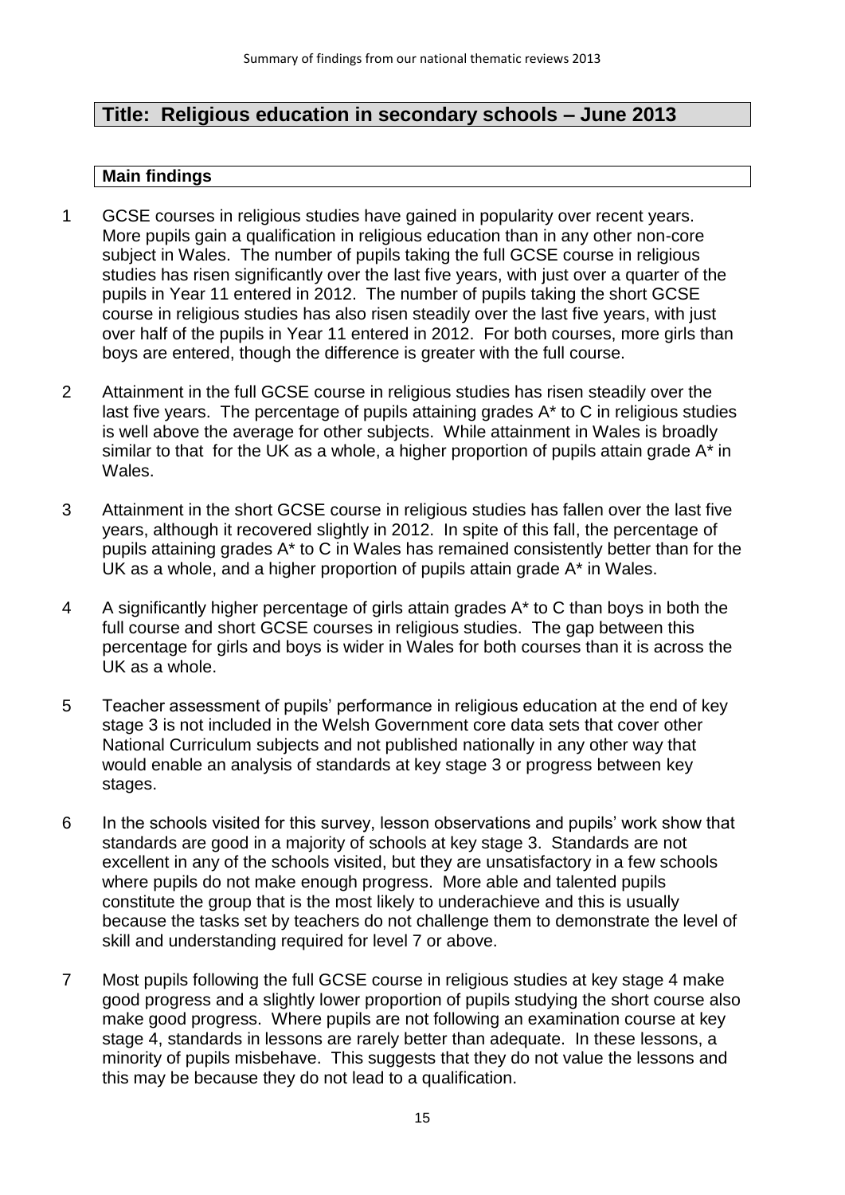## Title: Religious education in secondary schools – June 2013

### Main findings

1 GCSE courses in religious studies have gained in popularity over recent years. More pupils gain a qualification in religious education than in any other non-core subject in Wales. The number of pupils taking the full GCSE course in religious studies has risen significantly over the last five years, with just over a quarter of the pupils in Year 11 entered in 2012. The number of pupils taking the short GCSE course in religious studies has also risen steadily over the last five years, with just over half of the pupils in Year 11 entered in 2012. For both courses, more girls than boys are entered, though the difference is greater with the full course.

2 Attainment in the full GCSE course in religious studies has risen steadily over the last five years. The percentage of pupils attaining grades A* to C in religious studies is well above the average for other subjects. While attainment in Wales is broadly similar to that for the UK as a whole, a higher proportion of pupils attain grade A* in Wales.

3 Attainment in the short GCSE course in religious studies has fallen over the last five years, although it recovered slightly in 2012. In spite of this fall, the percentage of pupils attaining grades A* to C in Wales has remained consistently better than for the UK as a whole, and a higher proportion of pupils attain grade A* in Wales.

4 A significantly higher percentage of girls attain grades A* to C than boys in both the full course and short GCSE courses in religious studies. The gap between this percentage for girls and boys is wider in Wales for both courses than it is across the UK as a whole.

5 Teacher assessment of pupils' performance in religious education at the end of key stage 3 is not included in the Welsh Government core data sets that cover other National Curriculum subjects and not published nationally in any other way that would enable an analysis of standards at key stage 3 or progress between key stages.

6 In the schools visited for this survey, lesson observations and pupils' work show that standards are good in a majority of schools at key stage 3. Standards are not excellent in any of the schools visited, but they are unsatisfactory in a few schools where pupils do not make enough progress. More able and talented pupils constitute the group that is the most likely to underachieve and this is usually because the tasks set by teachers do not challenge them to demonstrate the level of skill and understanding required for level 7 or above.

7 Most pupils following the full GCSE course in religious studies at key stage 4 make good progress and a slightly lower proportion of pupils studying the short course also make good progress. Where pupils are not following an examination course at key stage 4, standards in lessons are rarely better than adequate. In these lessons, a minority of pupils misbehave. This suggests that they do not value the lessons and this may be because they do not lead to a qualification.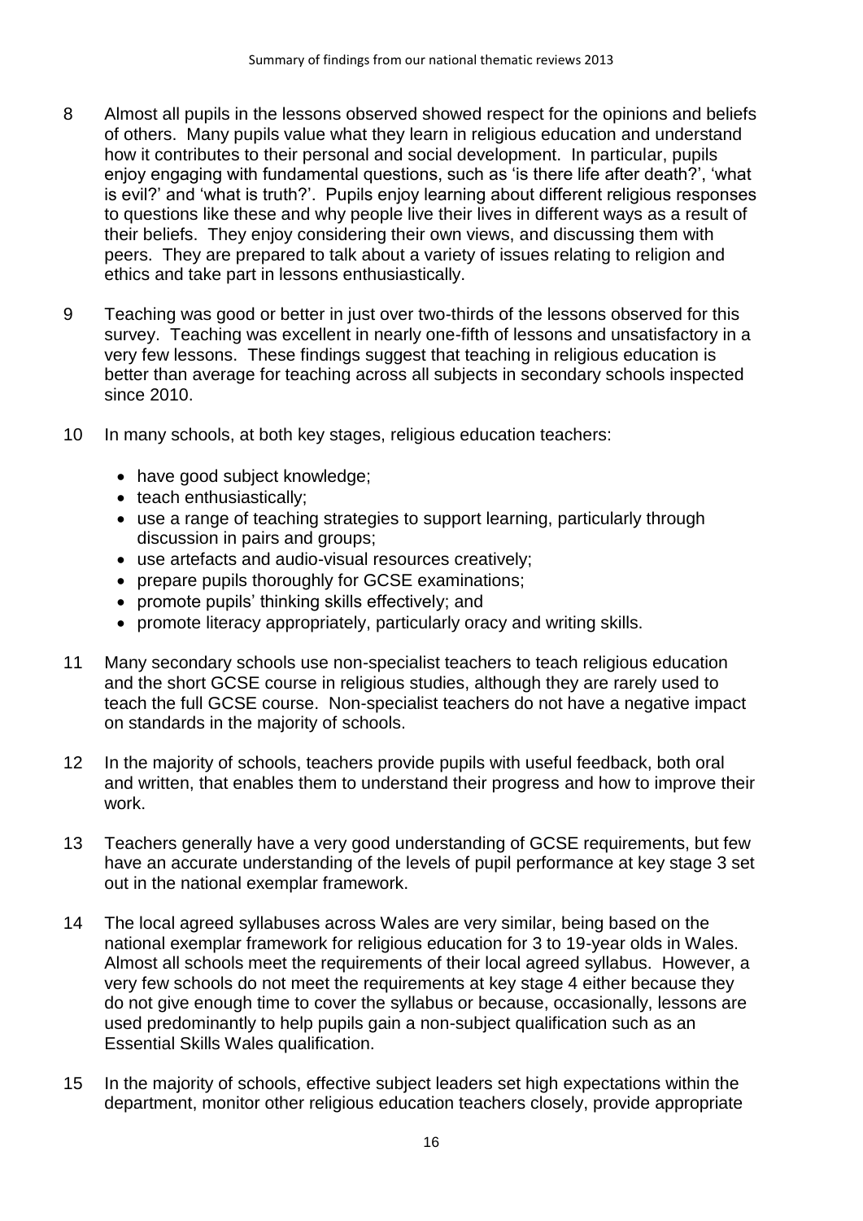8 Almost all pupils in the lessons observed showed respect for the opinions and beliefs of others. Many pupils value what they learn in religious education and understand how it contributes to their personal and social development. In particular, pupils enjoy engaging with fundamental questions, such as 'is there life after death?', 'what is evil?' and 'what is truth?'. Pupils enjoy learning about different religious responses to questions like these and why people live their lives in different ways as a result of their beliefs. They enjoy considering their own views, and discussing them with peers. They are prepared to talk about a variety of issues relating to religion and ethics and take part in lessons enthusiastically.

9 Teaching was good or better in just over two-thirds of the lessons observed for this survey. Teaching was excellent in nearly one-fifth of lessons and unsatisfactory in a very few lessons. These findings suggest that teaching in religious education is better than average for teaching across all subjects in secondary schools inspected since 2010.

10 In many schools, at both key stages, religious education teachers:

- have good subject knowledge;
- teach enthusiastically;
- use a range of teaching strategies to support learning, particularly through discussion in pairs and groups;
- use artefacts and audio-visual resources creatively;
- prepare pupils thoroughly for GCSE examinations;
- promote pupils' thinking skills effectively; and
- promote literacy appropriately, particularly oracy and writing skills.

11 Many secondary schools use non-specialist teachers to teach religious education and the short GCSE course in religious studies, although they are rarely used to teach the full GCSE course. Non-specialist teachers do not have a negative impact on standards in the majority of schools.

12 In the majority of schools, teachers provide pupils with useful feedback, both oral and written, that enables them to understand their progress and how to improve their work.

13 Teachers generally have a very good understanding of GCSE requirements, but few have an accurate understanding of the levels of pupil performance at key stage 3 set out in the national exemplar framework.

14 The local agreed syllabuses across Wales are very similar, being based on the national exemplar framework for religious education for 3 to 19-year olds in Wales. Almost all schools meet the requirements of their local agreed syllabus. However, a very few schools do not meet the requirements at key stage 4 either because they do not give enough time to cover the syllabus or because, occasionally, lessons are used predominantly to help pupils gain a non-subject qualification such as an Essential Skills Wales qualification.

15 In the majority of schools, effective subject leaders set high expectations within the department, monitor other religious education teachers closely, provide appropriate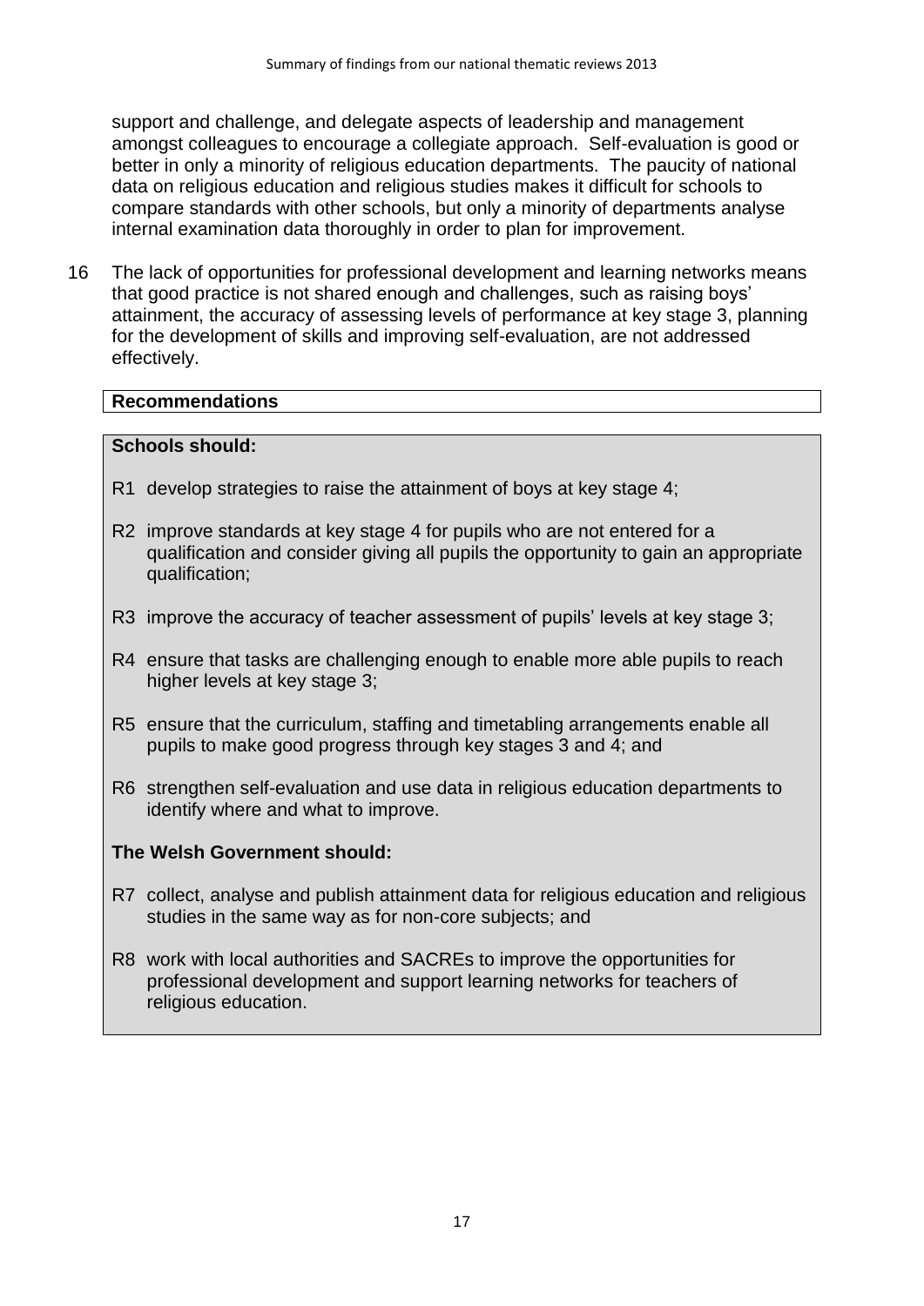support and challenge, and delegate aspects of leadership and management amongst colleagues to encourage a collegiate approach. Self-evaluation is good or better in only a minority of religious education departments. The paucity of national data on religious education and religious studies makes it difficult for schools to compare standards with other schools, but only a minority of departments analyse internal examination data thoroughly in order to plan for improvement.

16 The lack of opportunities for professional development and learning networks means that good practice is not shared enough and challenges, such as raising boys' attainment, the accuracy of assessing levels of performance at key stage 3, planning for the development of skills and improving self-evaluation, are not addressed effectively.

## Recommendations

**Schools should:**

R1 develop strategies to raise the attainment of boys at key stage 4;

R2 improve standards at key stage 4 for pupils who are not entered for a qualification and consider giving all pupils the opportunity to gain an appropriate qualification;

R3 improve the accuracy of teacher assessment of pupils' levels at key stage 3;

R4 ensure that tasks are challenging enough to enable more able pupils to reach higher levels at key stage 3;

R5 ensure that the curriculum, staffing and timetabling arrangements enable all pupils to make good progress through key stages 3 and 4; and

R6 strengthen self-evaluation and use data in religious education departments to identify where and what to improve.

**The Welsh Government should:**

R7 collect, analyse and publish attainment data for religious education and religious studies in the same way as for non-core subjects; and

R8 work with local authorities and SACREs to improve the opportunities for professional development and support learning networks for teachers of religious education.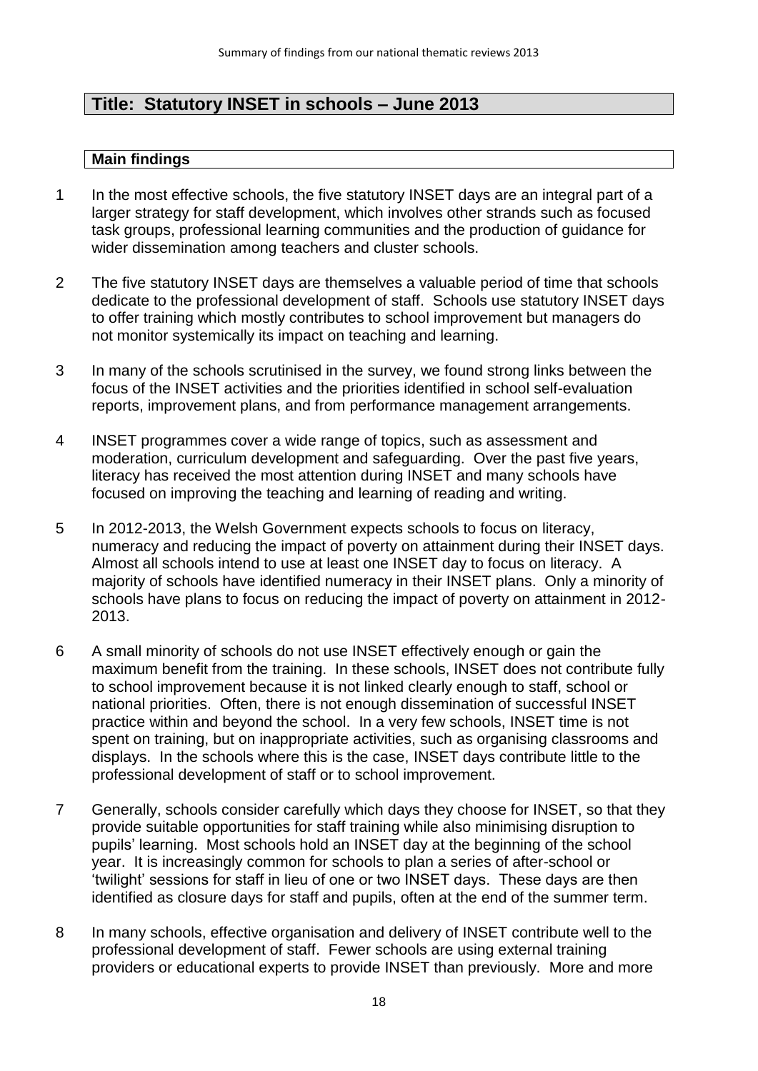## Title: Statutory INSET in schools – June 2013

### Main findings

1 In the most effective schools, the five statutory INSET days are an integral part of a larger strategy for staff development, which involves other strands such as focused task groups, professional learning communities and the production of guidance for wider dissemination among teachers and cluster schools.

2 The five statutory INSET days are themselves a valuable period of time that schools dedicate to the professional development of staff. Schools use statutory INSET days to offer training which mostly contributes to school improvement but managers do not monitor systemically its impact on teaching and learning.

3 In many of the schools scrutinised in the survey, we found strong links between the focus of the INSET activities and the priorities identified in school self-evaluation reports, improvement plans, and from performance management arrangements.

4 INSET programmes cover a wide range of topics, such as assessment and moderation, curriculum development and safeguarding. Over the past five years, literacy has received the most attention during INSET and many schools have focused on improving the teaching and learning of reading and writing.

5 In 2012-2013, the Welsh Government expects schools to focus on literacy, numeracy and reducing the impact of poverty on attainment during their INSET days. Almost all schools intend to use at least one INSET day to focus on literacy. A majority of schools have identified numeracy in their INSET plans. Only a minority of schools have plans to focus on reducing the impact of poverty on attainment in 2012-2013.

6 A small minority of schools do not use INSET effectively enough or gain the maximum benefit from the training. In these schools, INSET does not contribute fully to school improvement because it is not linked clearly enough to staff, school or national priorities. Often, there is not enough dissemination of successful INSET practice within and beyond the school. In a very few schools, INSET time is not spent on training, but on inappropriate activities, such as organising classrooms and displays. In the schools where this is the case, INSET days contribute little to the professional development of staff or to school improvement.

7 Generally, schools consider carefully which days they choose for INSET, so that they provide suitable opportunities for staff training while also minimising disruption to pupils' learning. Most schools hold an INSET day at the beginning of the school year. It is increasingly common for schools to plan a series of after-school or 'twilight' sessions for staff in lieu of one or two INSET days. These days are then identified as closure days for staff and pupils, often at the end of the summer term.

8 In many schools, effective organisation and delivery of INSET contribute well to the professional development of staff. Fewer schools are using external training providers or educational experts to provide INSET than previously. More and more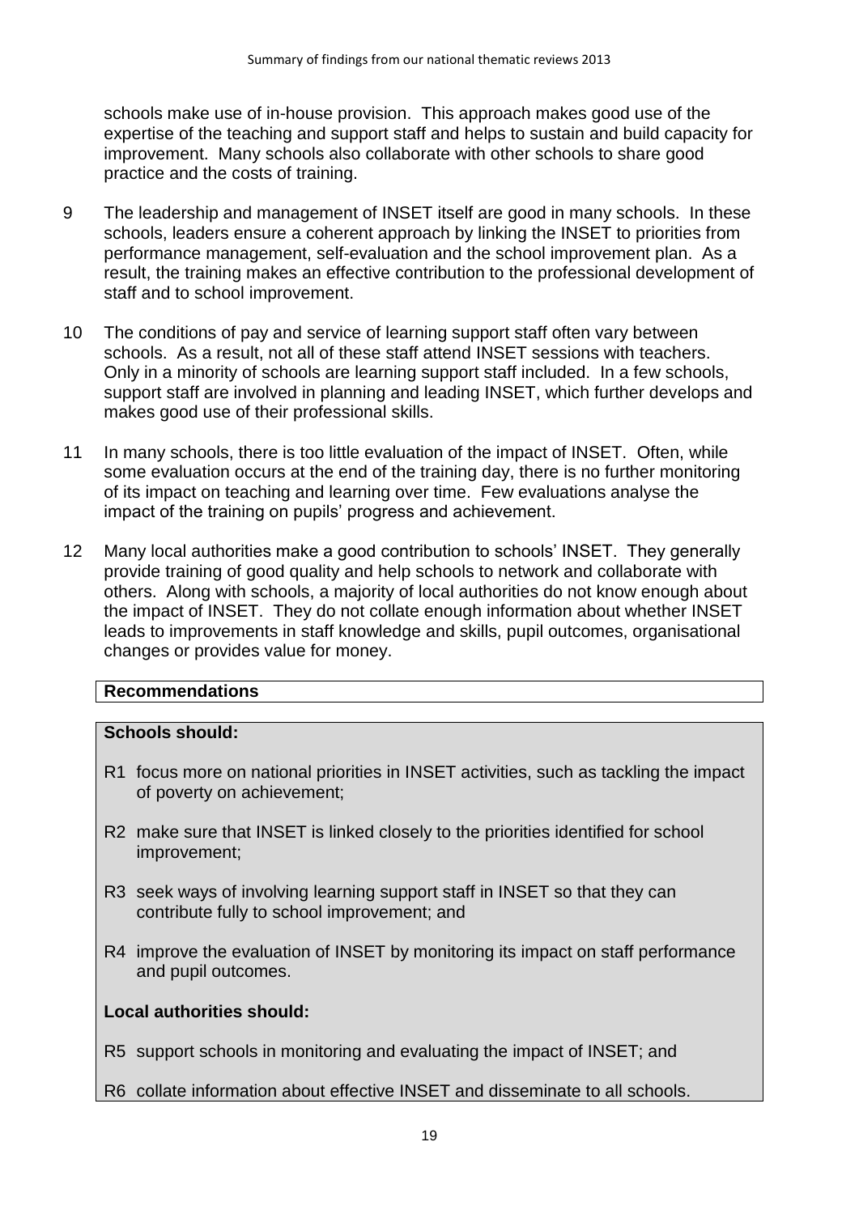schools make use of in-house provision. This approach makes good use of the expertise of the teaching and support staff and helps to sustain and build capacity for improvement. Many schools also collaborate with other schools to share good practice and the costs of training.

9 The leadership and management of INSET itself are good in many schools. In these schools, leaders ensure a coherent approach by linking the INSET to priorities from performance management, self-evaluation and the school improvement plan. As a result, the training makes an effective contribution to the professional development of staff and to school improvement.

10 The conditions of pay and service of learning support staff often vary between schools. As a result, not all of these staff attend INSET sessions with teachers. Only in a minority of schools are learning support staff included. In a few schools, support staff are involved in planning and leading INSET, which further develops and makes good use of their professional skills.

11 In many schools, there is too little evaluation of the impact of INSET. Often, while some evaluation occurs at the end of the training day, there is no further monitoring of its impact on teaching and learning over time. Few evaluations analyse the impact of the training on pupils' progress and achievement.

12 Many local authorities make a good contribution to schools' INSET. They generally provide training of good quality and help schools to network and collaborate with others. Along with schools, a majority of local authorities do not know enough about the impact of INSET. They do not collate enough information about whether INSET leads to improvements in staff knowledge and skills, pupil outcomes, organisational changes or provides value for money.

## Recommendations

**Schools should:**

R1 focus more on national priorities in INSET activities, such as tackling the impact of poverty on achievement;

R2 make sure that INSET is linked closely to the priorities identified for school improvement;

R3 seek ways of involving learning support staff in INSET so that they can contribute fully to school improvement; and

R4 improve the evaluation of INSET by monitoring its impact on staff performance and pupil outcomes.

**Local authorities should:**

R5 support schools in monitoring and evaluating the impact of INSET; and

R6 collate information about effective INSET and disseminate to all schools.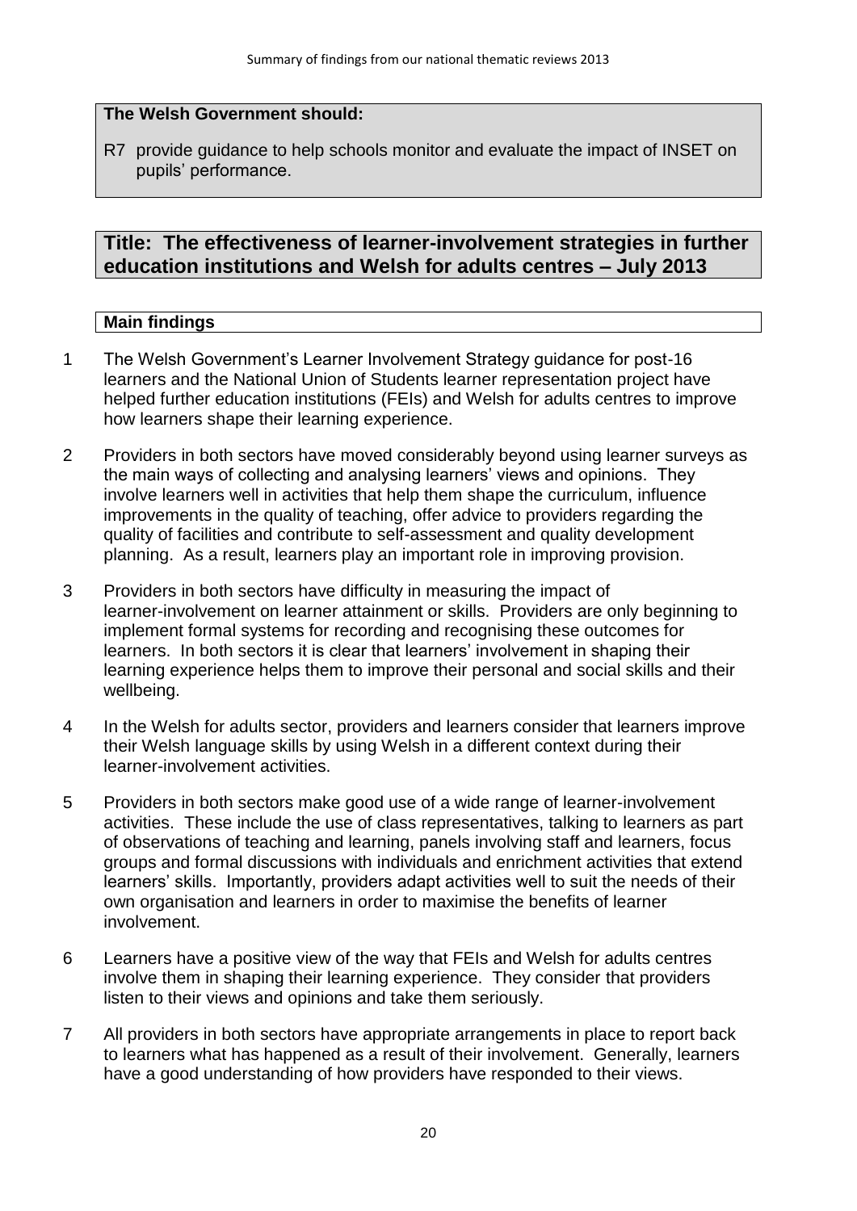**The Welsh Government should:**

R7 provide guidance to help schools monitor and evaluate the impact of INSET on pupils' performance.

## Title: The effectiveness of learner-involvement strategies in further education institutions and Welsh for adults centres – July 2013

### Main findings

1 The Welsh Government's Learner Involvement Strategy guidance for post-16 learners and the National Union of Students learner representation project have helped further education institutions (FEIs) and Welsh for adults centres to improve how learners shape their learning experience.

2 Providers in both sectors have moved considerably beyond using learner surveys as the main ways of collecting and analysing learners' views and opinions. They involve learners well in activities that help them shape the curriculum, influence improvements in the quality of teaching, offer advice to providers regarding the quality of facilities and contribute to self-assessment and quality development planning. As a result, learners play an important role in improving provision.

3 Providers in both sectors have difficulty in measuring the impact of learner-involvement on learner attainment or skills. Providers are only beginning to implement formal systems for recording and recognising these outcomes for learners. In both sectors it is clear that learners' involvement in shaping their learning experience helps them to improve their personal and social skills and their wellbeing.

4 In the Welsh for adults sector, providers and learners consider that learners improve their Welsh language skills by using Welsh in a different context during their learner-involvement activities.

5 Providers in both sectors make good use of a wide range of learner-involvement activities. These include the use of class representatives, talking to learners as part of observations of teaching and learning, panels involving staff and learners, focus groups and formal discussions with individuals and enrichment activities that extend learners' skills. Importantly, providers adapt activities well to suit the needs of their own organisation and learners in order to maximise the benefits of learner involvement.

6 Learners have a positive view of the way that FEIs and Welsh for adults centres involve them in shaping their learning experience. They consider that providers listen to their views and opinions and take them seriously.

7 All providers in both sectors have appropriate arrangements in place to report back to learners what has happened as a result of their involvement. Generally, learners have a good understanding of how providers have responded to their views.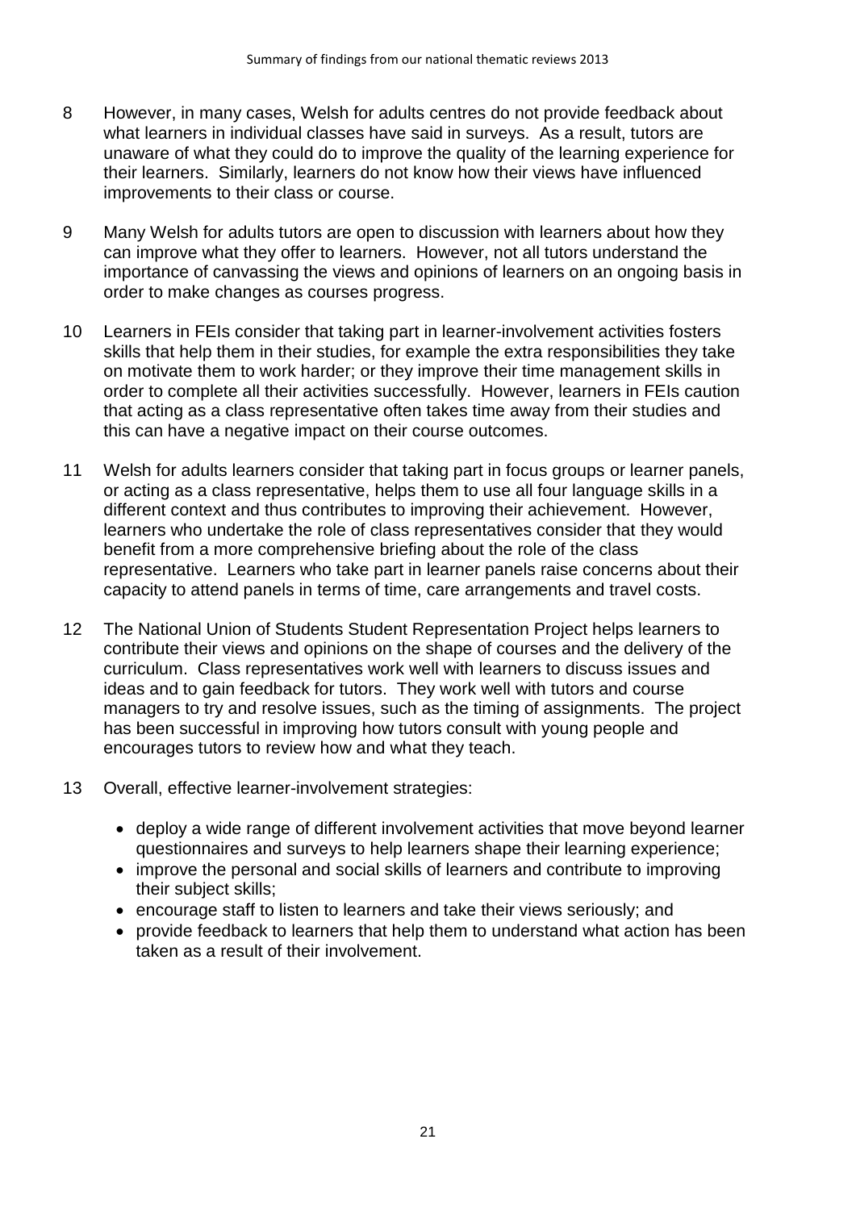8 However, in many cases, Welsh for adults centres do not provide feedback about what learners in individual classes have said in surveys. As a result, tutors are unaware of what they could do to improve the quality of the learning experience for their learners. Similarly, learners do not know how their views have influenced improvements to their class or course.

9 Many Welsh for adults tutors are open to discussion with learners about how they can improve what they offer to learners. However, not all tutors understand the importance of canvassing the views and opinions of learners on an ongoing basis in order to make changes as courses progress.

10 Learners in FEIs consider that taking part in learner-involvement activities fosters skills that help them in their studies, for example the extra responsibilities they take on motivate them to work harder; or they improve their time management skills in order to complete all their activities successfully. However, learners in FEIs caution that acting as a class representative often takes time away from their studies and this can have a negative impact on their course outcomes.

11 Welsh for adults learners consider that taking part in focus groups or learner panels, or acting as a class representative, helps them to use all four language skills in a different context and thus contributes to improving their achievement. However, learners who undertake the role of class representatives consider that they would benefit from a more comprehensive briefing about the role of the class representative. Learners who take part in learner panels raise concerns about their capacity to attend panels in terms of time, care arrangements and travel costs.

12 The National Union of Students Student Representation Project helps learners to contribute their views and opinions on the shape of courses and the delivery of the curriculum. Class representatives work well with learners to discuss issues and ideas and to gain feedback for tutors. They work well with tutors and course managers to try and resolve issues, such as the timing of assignments. The project has been successful in improving how tutors consult with young people and encourages tutors to review how and what they teach.

13 Overall, effective learner-involvement strategies:

- deploy a wide range of different involvement activities that move beyond learner questionnaires and surveys to help learners shape their learning experience;
- improve the personal and social skills of learners and contribute to improving their subject skills;
- encourage staff to listen to learners and take their views seriously; and
- provide feedback to learners that help them to understand what action has been taken as a result of their involvement.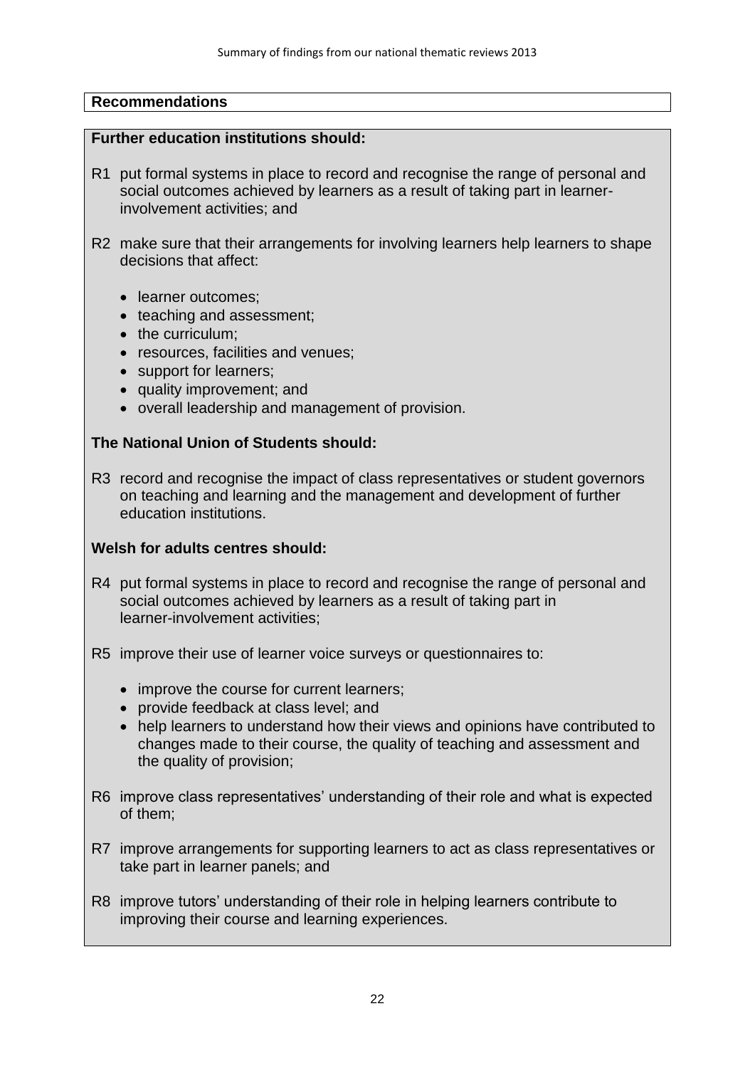## Recommendations

**Further education institutions should:**

R1 put formal systems in place to record and recognise the range of personal and social outcomes achieved by learners as a result of taking part in learner-involvement activities; and

R2 make sure that their arrangements for involving learners help learners to shape decisions that affect:

- learner outcomes;
- teaching and assessment;
- the curriculum;
- resources, facilities and venues;
- support for learners;
- quality improvement; and
- overall leadership and management of provision.

**The National Union of Students should:**

R3 record and recognise the impact of class representatives or student governors on teaching and learning and the management and development of further education institutions.

**Welsh for adults centres should:**

R4 put formal systems in place to record and recognise the range of personal and social outcomes achieved by learners as a result of taking part in learner-involvement activities;

R5 improve their use of learner voice surveys or questionnaires to:

- improve the course for current learners;
- provide feedback at class level; and
- help learners to understand how their views and opinions have contributed to changes made to their course, the quality of teaching and assessment and the quality of provision;

R6 improve class representatives' understanding of their role and what is expected of them;

R7 improve arrangements for supporting learners to act as class representatives or take part in learner panels; and

R8 improve tutors' understanding of their role in helping learners contribute to improving their course and learning experiences.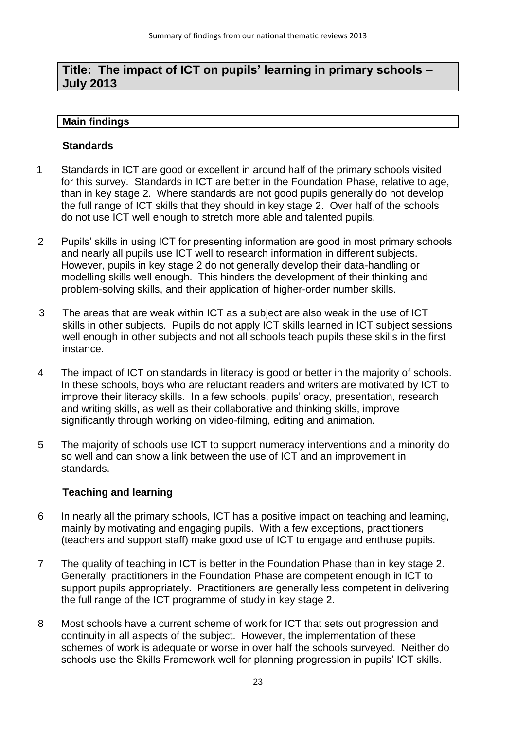## Title: The impact of ICT on pupils' learning in primary schools – July 2013

### Main findings

#### Standards

1 Standards in ICT are good or excellent in around half of the primary schools visited for this survey. Standards in ICT are better in the Foundation Phase, relative to age, than in key stage 2. Where standards are not good pupils generally do not develop the full range of ICT skills that they should in key stage 2. Over half of the schools do not use ICT well enough to stretch more able and talented pupils.

2 Pupils' skills in using ICT for presenting information are good in most primary schools and nearly all pupils use ICT well to research information in different subjects. However, pupils in key stage 2 do not generally develop their data-handling or modelling skills well enough. This hinders the development of their thinking and problem-solving skills, and their application of higher-order number skills.

3 The areas that are weak within ICT as a subject are also weak in the use of ICT skills in other subjects. Pupils do not apply ICT skills learned in ICT subject sessions well enough in other subjects and not all schools teach pupils these skills in the first instance.

4 The impact of ICT on standards in literacy is good or better in the majority of schools. In these schools, boys who are reluctant readers and writers are motivated by ICT to improve their literacy skills. In a few schools, pupils' oracy, presentation, research and writing skills, as well as their collaborative and thinking skills, improve significantly through working on video-filming, editing and animation.

5 The majority of schools use ICT to support numeracy interventions and a minority do so well and can show a link between the use of ICT and an improvement in standards.

#### Teaching and learning

6 In nearly all the primary schools, ICT has a positive impact on teaching and learning, mainly by motivating and engaging pupils. With a few exceptions, practitioners (teachers and support staff) make good use of ICT to engage and enthuse pupils.

7 The quality of teaching in ICT is better in the Foundation Phase than in key stage 2. Generally, practitioners in the Foundation Phase are competent enough in ICT to support pupils appropriately. Practitioners are generally less competent in delivering the full range of the ICT programme of study in key stage 2.

8 Most schools have a current scheme of work for ICT that sets out progression and continuity in all aspects of the subject. However, the implementation of these schemes of work is adequate or worse in over half the schools surveyed. Neither do schools use the Skills Framework well for planning progression in pupils' ICT skills.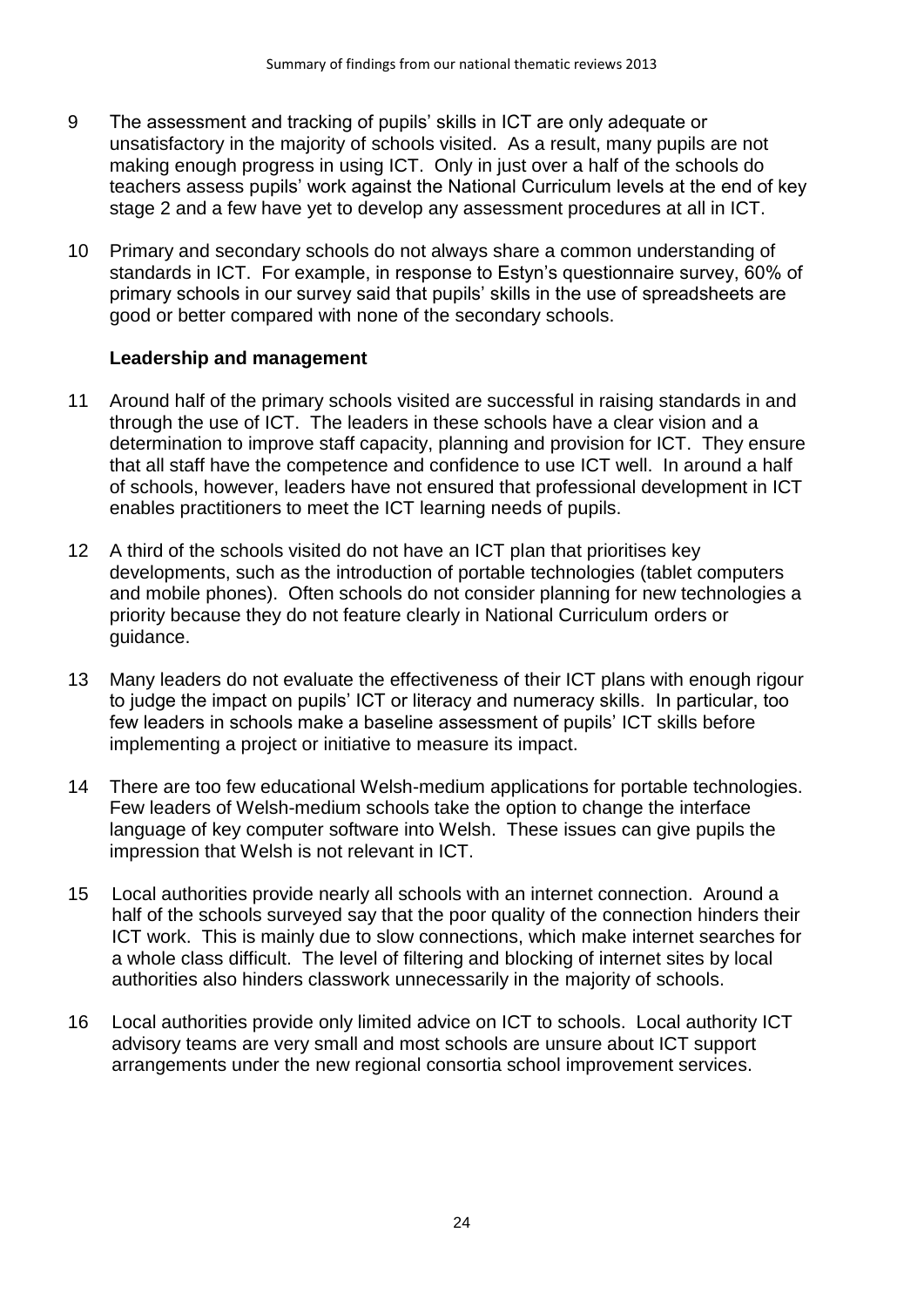9 The assessment and tracking of pupils' skills in ICT are only adequate or unsatisfactory in the majority of schools visited. As a result, many pupils are not making enough progress in using ICT. Only in just over a half of the schools do teachers assess pupils' work against the National Curriculum levels at the end of key stage 2 and a few have yet to develop any assessment procedures at all in ICT.

10 Primary and secondary schools do not always share a common understanding of standards in ICT. For example, in response to Estyn's questionnaire survey, 60% of primary schools in our survey said that pupils' skills in the use of spreadsheets are good or better compared with none of the secondary schools.

**Leadership and management**

11 Around half of the primary schools visited are successful in raising standards in and through the use of ICT. The leaders in these schools have a clear vision and a determination to improve staff capacity, planning and provision for ICT. They ensure that all staff have the competence and confidence to use ICT well. In around a half of schools, however, leaders have not ensured that professional development in ICT enables practitioners to meet the ICT learning needs of pupils.

12 A third of the schools visited do not have an ICT plan that prioritises key developments, such as the introduction of portable technologies (tablet computers and mobile phones). Often schools do not consider planning for new technologies a priority because they do not feature clearly in National Curriculum orders or guidance.

13 Many leaders do not evaluate the effectiveness of their ICT plans with enough rigour to judge the impact on pupils' ICT or literacy and numeracy skills. In particular, too few leaders in schools make a baseline assessment of pupils' ICT skills before implementing a project or initiative to measure its impact.

14 There are too few educational Welsh-medium applications for portable technologies. Few leaders of Welsh-medium schools take the option to change the interface language of key computer software into Welsh. These issues can give pupils the impression that Welsh is not relevant in ICT.

15 Local authorities provide nearly all schools with an internet connection. Around a half of the schools surveyed say that the poor quality of the connection hinders their ICT work. This is mainly due to slow connections, which make internet searches for a whole class difficult. The level of filtering and blocking of internet sites by local authorities also hinders classwork unnecessarily in the majority of schools.

16 Local authorities provide only limited advice on ICT to schools. Local authority ICT advisory teams are very small and most schools are unsure about ICT support arrangements under the new regional consortia school improvement services.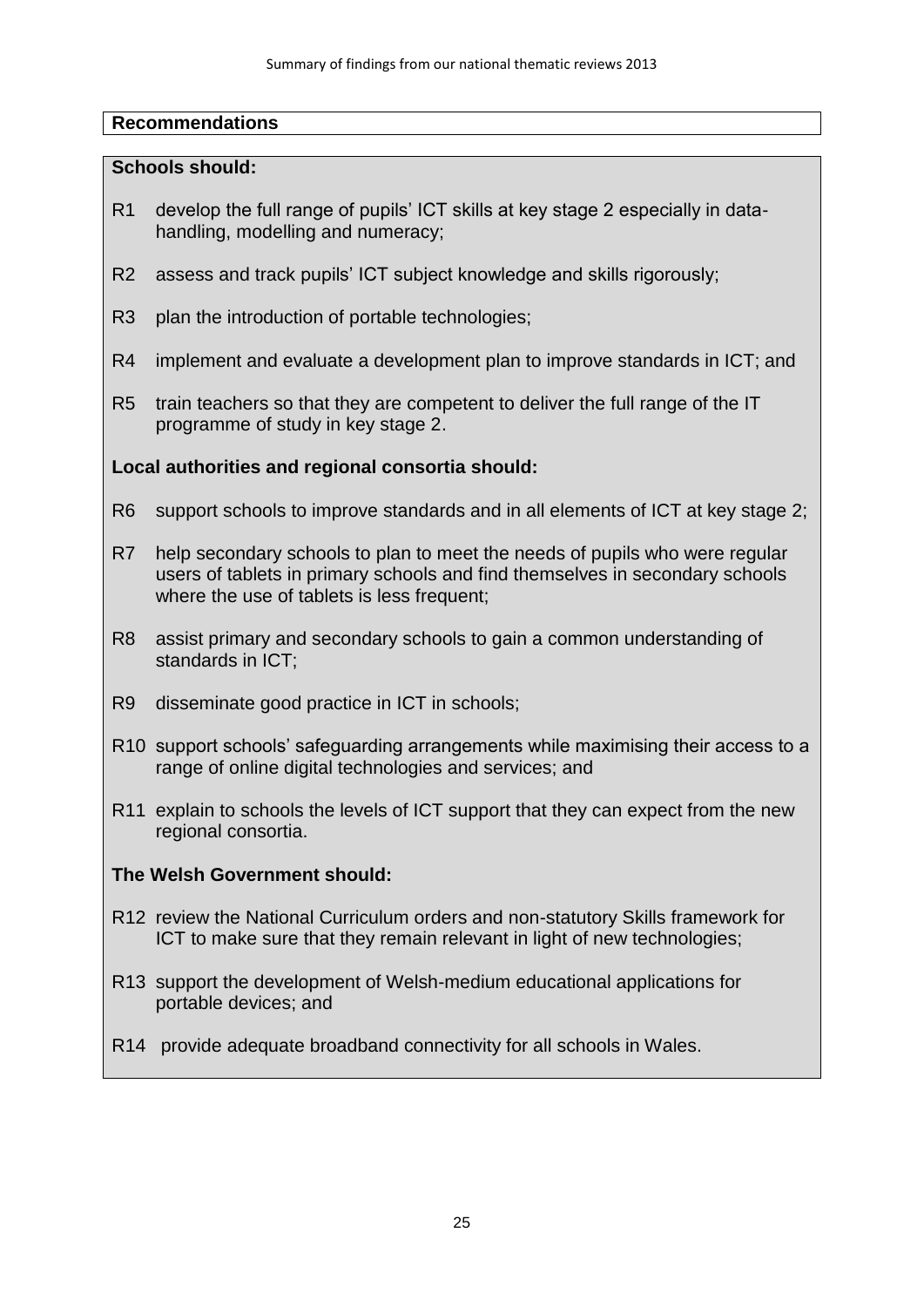## Recommendations

**Schools should:**

R1 develop the full range of pupils' ICT skills at key stage 2 especially in data-handling, modelling and numeracy;

R2 assess and track pupils' ICT subject knowledge and skills rigorously;

R3 plan the introduction of portable technologies;

R4 implement and evaluate a development plan to improve standards in ICT; and

R5 train teachers so that they are competent to deliver the full range of the IT programme of study in key stage 2.

**Local authorities and regional consortia should:**

R6 support schools to improve standards and in all elements of ICT at key stage 2;

R7 help secondary schools to plan to meet the needs of pupils who were regular users of tablets in primary schools and find themselves in secondary schools where the use of tablets is less frequent;

R8 assist primary and secondary schools to gain a common understanding of standards in ICT;

R9 disseminate good practice in ICT in schools;

R10 support schools' safeguarding arrangements while maximising their access to a range of online digital technologies and services; and

R11 explain to schools the levels of ICT support that they can expect from the new regional consortia.

**The Welsh Government should:**

R12 review the National Curriculum orders and non-statutory Skills framework for ICT to make sure that they remain relevant in light of new technologies;

R13 support the development of Welsh-medium educational applications for portable devices; and

R14 provide adequate broadband connectivity for all schools in Wales.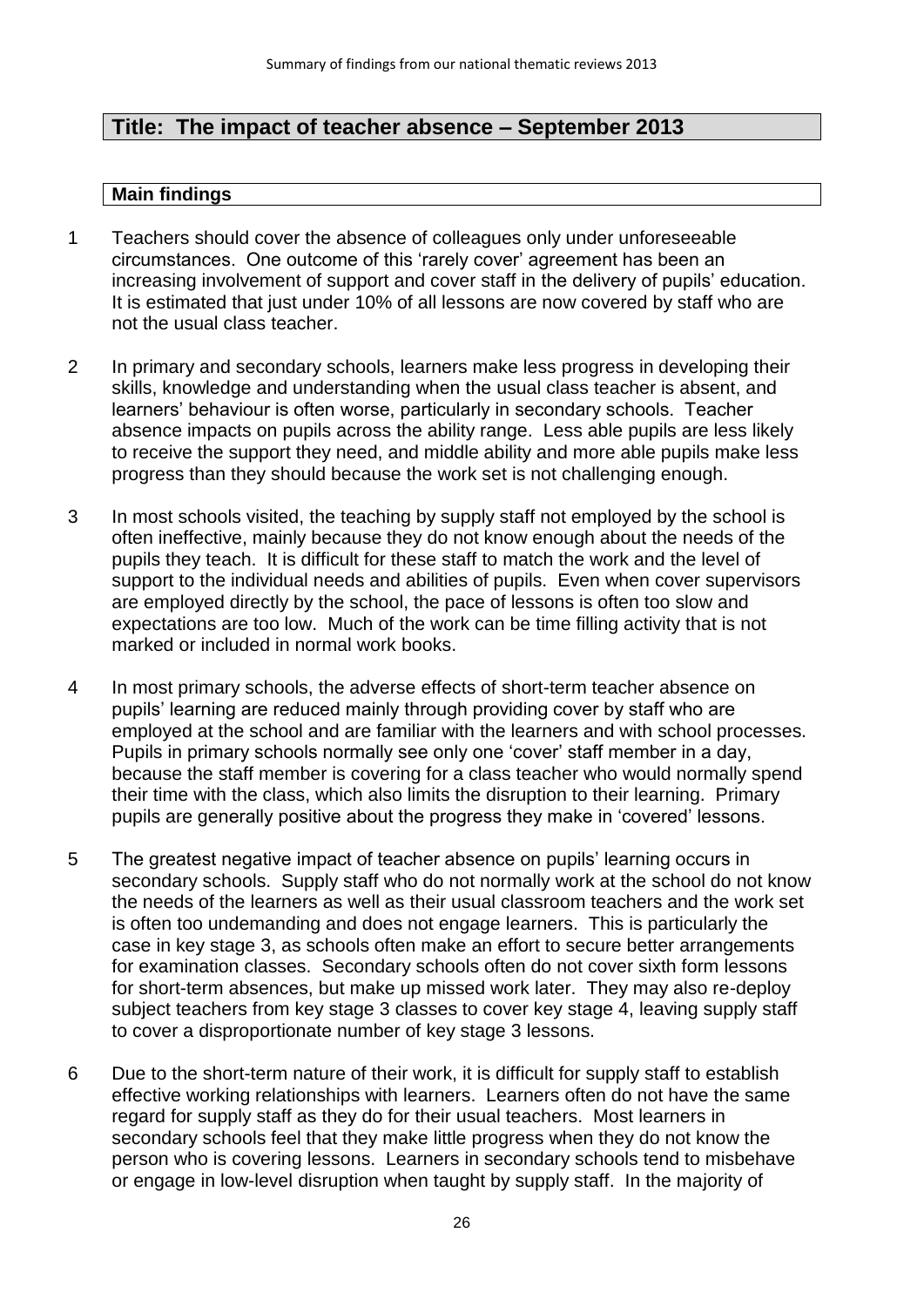## Title: The impact of teacher absence – September 2013

### Main findings

1. Teachers should cover the absence of colleagues only under unforeseeable circumstances. One outcome of this 'rarely cover' agreement has been an increasing involvement of support and cover staff in the delivery of pupils' education. It is estimated that just under 10% of all lessons are now covered by staff who are not the usual class teacher.

2. In primary and secondary schools, learners make less progress in developing their skills, knowledge and understanding when the usual class teacher is absent, and learners' behaviour is often worse, particularly in secondary schools. Teacher absence impacts on pupils across the ability range. Less able pupils are less likely to receive the support they need, and middle ability and more able pupils make less progress than they should because the work set is not challenging enough.

3. In most schools visited, the teaching by supply staff not employed by the school is often ineffective, mainly because they do not know enough about the needs of the pupils they teach. It is difficult for these staff to match the work and the level of support to the individual needs and abilities of pupils. Even when cover supervisors are employed directly by the school, the pace of lessons is often too slow and expectations are too low. Much of the work can be time filling activity that is not marked or included in normal work books.

4. In most primary schools, the adverse effects of short-term teacher absence on pupils' learning are reduced mainly through providing cover by staff who are employed at the school and are familiar with the learners and with school processes. Pupils in primary schools normally see only one 'cover' staff member in a day, because the staff member is covering for a class teacher who would normally spend their time with the class, which also limits the disruption to their learning. Primary pupils are generally positive about the progress they make in 'covered' lessons.

5. The greatest negative impact of teacher absence on pupils' learning occurs in secondary schools. Supply staff who do not normally work at the school do not know the needs of the learners as well as their usual classroom teachers and the work set is often too undemanding and does not engage learners. This is particularly the case in key stage 3, as schools often make an effort to secure better arrangements for examination classes. Secondary schools often do not cover sixth form lessons for short-term absences, but make up missed work later. They may also re-deploy subject teachers from key stage 3 classes to cover key stage 4, leaving supply staff to cover a disproportionate number of key stage 3 lessons.

6. Due to the short-term nature of their work, it is difficult for supply staff to establish effective working relationships with learners. Learners often do not have the same regard for supply staff as they do for their usual teachers. Most learners in secondary schools feel that they make little progress when they do not know the person who is covering lessons. Learners in secondary schools tend to misbehave or engage in low-level disruption when taught by supply staff. In the majority of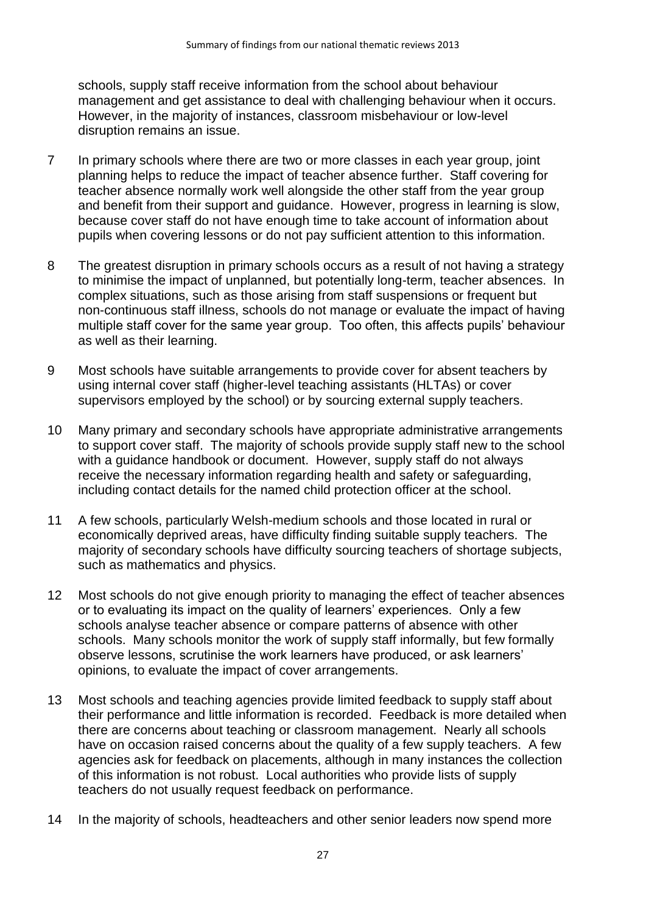schools, supply staff receive information from the school about behaviour management and get assistance to deal with challenging behaviour when it occurs. However, in the majority of instances, classroom misbehaviour or low-level disruption remains an issue.

7 In primary schools where there are two or more classes in each year group, joint planning helps to reduce the impact of teacher absence further. Staff covering for teacher absence normally work well alongside the other staff from the year group and benefit from their support and guidance. However, progress in learning is slow, because cover staff do not have enough time to take account of information about pupils when covering lessons or do not pay sufficient attention to this information.

8 The greatest disruption in primary schools occurs as a result of not having a strategy to minimise the impact of unplanned, but potentially long-term, teacher absences. In complex situations, such as those arising from staff suspensions or frequent but non-continuous staff illness, schools do not manage or evaluate the impact of having multiple staff cover for the same year group. Too often, this affects pupils' behaviour as well as their learning.

9 Most schools have suitable arrangements to provide cover for absent teachers by using internal cover staff (higher-level teaching assistants (HLTAs) or cover supervisors employed by the school) or by sourcing external supply teachers.

10 Many primary and secondary schools have appropriate administrative arrangements to support cover staff. The majority of schools provide supply staff new to the school with a guidance handbook or document. However, supply staff do not always receive the necessary information regarding health and safety or safeguarding, including contact details for the named child protection officer at the school.

11 A few schools, particularly Welsh-medium schools and those located in rural or economically deprived areas, have difficulty finding suitable supply teachers. The majority of secondary schools have difficulty sourcing teachers of shortage subjects, such as mathematics and physics.

12 Most schools do not give enough priority to managing the effect of teacher absences or to evaluating its impact on the quality of learners' experiences. Only a few schools analyse teacher absence or compare patterns of absence with other schools. Many schools monitor the work of supply staff informally, but few formally observe lessons, scrutinise the work learners have produced, or ask learners' opinions, to evaluate the impact of cover arrangements.

13 Most schools and teaching agencies provide limited feedback to supply staff about their performance and little information is recorded. Feedback is more detailed when there are concerns about teaching or classroom management. Nearly all schools have on occasion raised concerns about the quality of a few supply teachers. A few agencies ask for feedback on placements, although in many instances the collection of this information is not robust. Local authorities who provide lists of supply teachers do not usually request feedback on performance.

14 In the majority of schools, headteachers and other senior leaders now spend more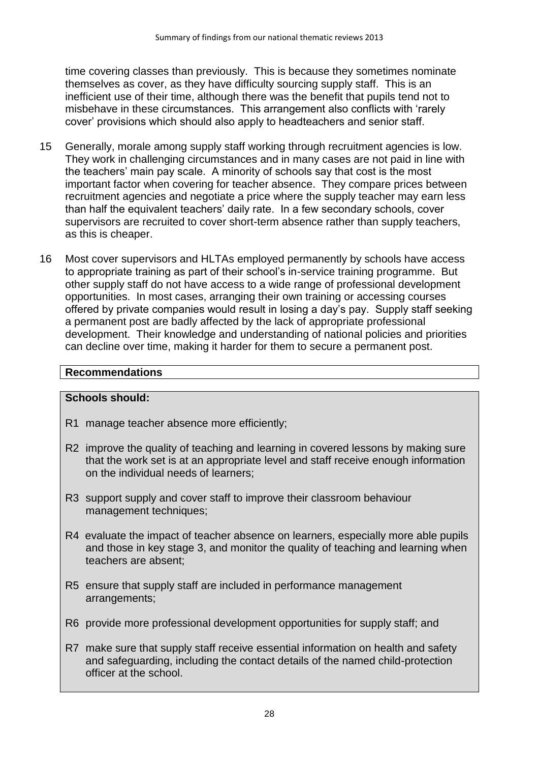time covering classes than previously. This is because they sometimes nominate themselves as cover, as they have difficulty sourcing supply staff. This is an inefficient use of their time, although there was the benefit that pupils tend not to misbehave in these circumstances. This arrangement also conflicts with 'rarely cover' provisions which should also apply to headteachers and senior staff.

15 Generally, morale among supply staff working through recruitment agencies is low. They work in challenging circumstances and in many cases are not paid in line with the teachers' main pay scale. A minority of schools say that cost is the most important factor when covering for teacher absence. They compare prices between recruitment agencies and negotiate a price where the supply teacher may earn less than half the equivalent teachers' daily rate. In a few secondary schools, cover supervisors are recruited to cover short-term absence rather than supply teachers, as this is cheaper.

16 Most cover supervisors and HLTAs employed permanently by schools have access to appropriate training as part of their school's in-service training programme. But other supply staff do not have access to a wide range of professional development opportunities. In most cases, arranging their own training or accessing courses offered by private companies would result in losing a day's pay. Supply staff seeking a permanent post are badly affected by the lack of appropriate professional development. Their knowledge and understanding of national policies and priorities can decline over time, making it harder for them to secure a permanent post.

## Recommendations

**Schools should:**

R1 manage teacher absence more efficiently;

R2 improve the quality of teaching and learning in covered lessons by making sure that the work set is at an appropriate level and staff receive enough information on the individual needs of learners;

R3 support supply and cover staff to improve their classroom behaviour management techniques;

R4 evaluate the impact of teacher absence on learners, especially more able pupils and those in key stage 3, and monitor the quality of teaching and learning when teachers are absent;

R5 ensure that supply staff are included in performance management arrangements;

R6 provide more professional development opportunities for supply staff; and

R7 make sure that supply staff receive essential information on health and safety and safeguarding, including the contact details of the named child-protection officer at the school.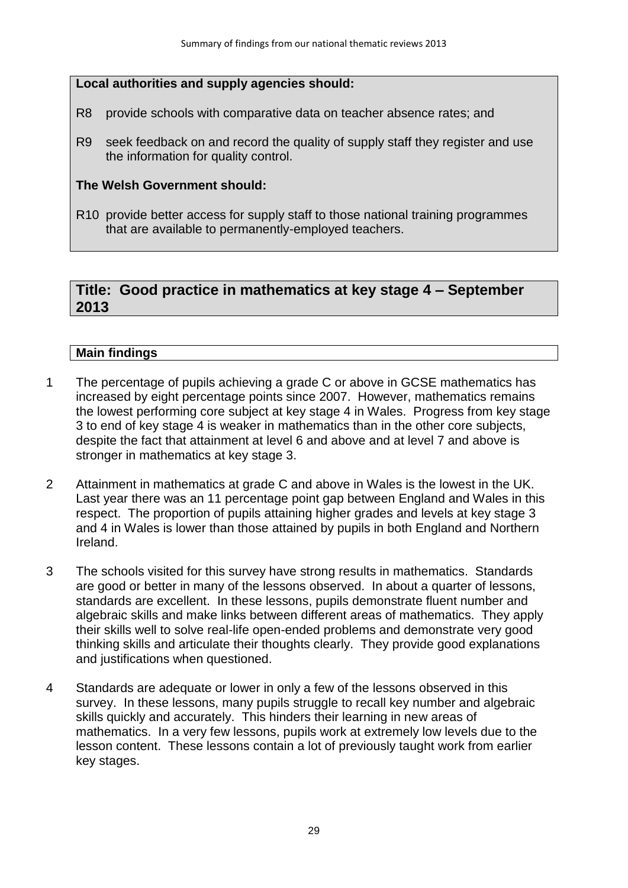**Local authorities and supply agencies should:**

R8 provide schools with comparative data on teacher absence rates; and

R9 seek feedback on and record the quality of supply staff they register and use the information for quality control.

**The Welsh Government should:**

R10 provide better access for supply staff to those national training programmes that are available to permanently-employed teachers.

## Title: Good practice in mathematics at key stage 4 – September 2013

### Main findings

1 The percentage of pupils achieving a grade C or above in GCSE mathematics has increased by eight percentage points since 2007. However, mathematics remains the lowest performing core subject at key stage 4 in Wales. Progress from key stage 3 to end of key stage 4 is weaker in mathematics than in the other core subjects, despite the fact that attainment at level 6 and above and at level 7 and above is stronger in mathematics at key stage 3.

2 Attainment in mathematics at grade C and above in Wales is the lowest in the UK. Last year there was an 11 percentage point gap between England and Wales in this respect. The proportion of pupils attaining higher grades and levels at key stage 3 and 4 in Wales is lower than those attained by pupils in both England and Northern Ireland.

3 The schools visited for this survey have strong results in mathematics. Standards are good or better in many of the lessons observed. In about a quarter of lessons, standards are excellent. In these lessons, pupils demonstrate fluent number and algebraic skills and make links between different areas of mathematics. They apply their skills well to solve real-life open-ended problems and demonstrate very good thinking skills and articulate their thoughts clearly. They provide good explanations and justifications when questioned.

4 Standards are adequate or lower in only a few of the lessons observed in this survey. In these lessons, many pupils struggle to recall key number and algebraic skills quickly and accurately. This hinders their learning in new areas of mathematics. In a very few lessons, pupils work at extremely low levels due to the lesson content. These lessons contain a lot of previously taught work from earlier key stages.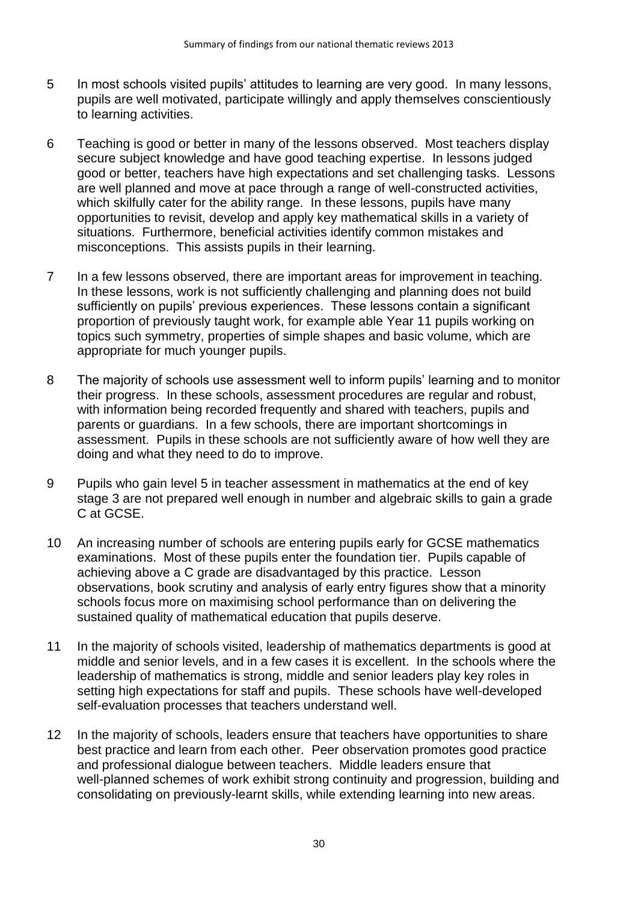5 In most schools visited pupils' attitudes to learning are very good. In many lessons, pupils are well motivated, participate willingly and apply themselves conscientiously to learning activities.

6 Teaching is good or better in many of the lessons observed. Most teachers display secure subject knowledge and have good teaching expertise. In lessons judged good or better, teachers have high expectations and set challenging tasks. Lessons are well planned and move at pace through a range of well-constructed activities, which skilfully cater for the ability range. In these lessons, pupils have many opportunities to revisit, develop and apply key mathematical skills in a variety of situations. Furthermore, beneficial activities identify common mistakes and misconceptions. This assists pupils in their learning.

7 In a few lessons observed, there are important areas for improvement in teaching. In these lessons, work is not sufficiently challenging and planning does not build sufficiently on pupils' previous experiences. These lessons contain a significant proportion of previously taught work, for example able Year 11 pupils working on topics such symmetry, properties of simple shapes and basic volume, which are appropriate for much younger pupils.

8 The majority of schools use assessment well to inform pupils' learning and to monitor their progress. In these schools, assessment procedures are regular and robust, with information being recorded frequently and shared with teachers, pupils and parents or guardians. In a few schools, there are important shortcomings in assessment. Pupils in these schools are not sufficiently aware of how well they are doing and what they need to do to improve.

9 Pupils who gain level 5 in teacher assessment in mathematics at the end of key stage 3 are not prepared well enough in number and algebraic skills to gain a grade C at GCSE.

10 An increasing number of schools are entering pupils early for GCSE mathematics examinations. Most of these pupils enter the foundation tier. Pupils capable of achieving above a C grade are disadvantaged by this practice. Lesson observations, book scrutiny and analysis of early entry figures show that a minority schools focus more on maximising school performance than on delivering the sustained quality of mathematical education that pupils deserve.

11 In the majority of schools visited, leadership of mathematics departments is good at middle and senior levels, and in a few cases it is excellent. In the schools where the leadership of mathematics is strong, middle and senior leaders play key roles in setting high expectations for staff and pupils. These schools have well-developed self-evaluation processes that teachers understand well.

12 In the majority of schools, leaders ensure that teachers have opportunities to share best practice and learn from each other. Peer observation promotes good practice and professional dialogue between teachers. Middle leaders ensure that well-planned schemes of work exhibit strong continuity and progression, building and consolidating on previously-learnt skills, while extending learning into new areas.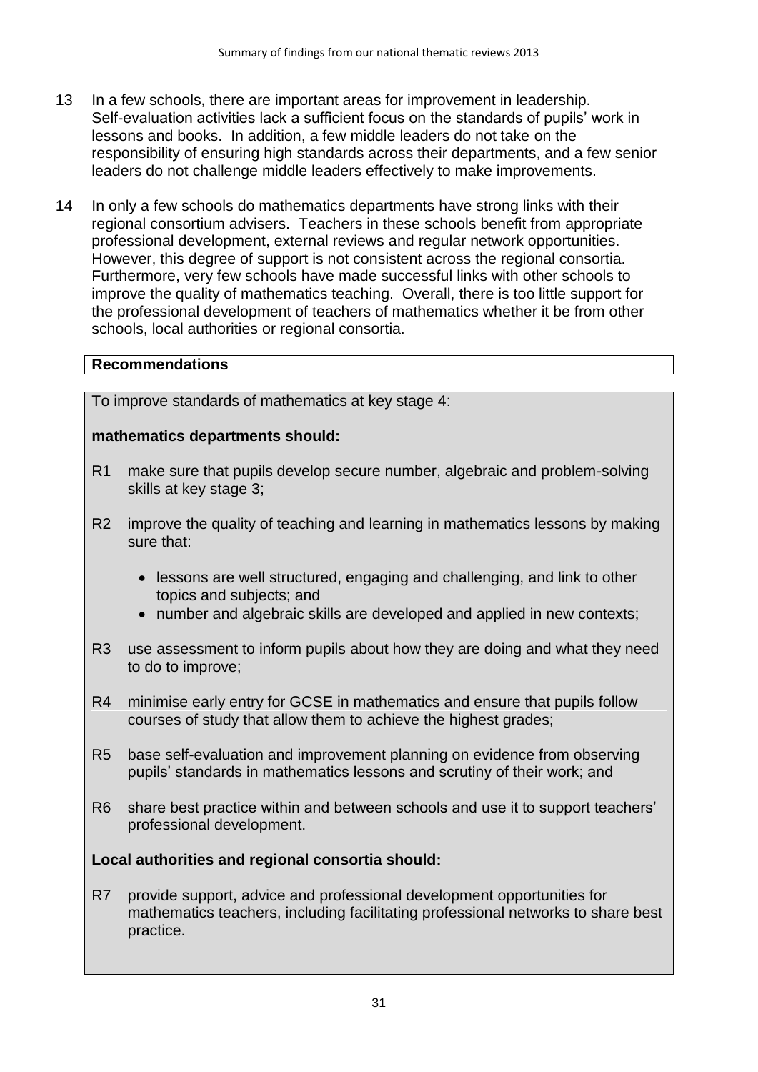13 In a few schools, there are important areas for improvement in leadership. Self-evaluation activities lack a sufficient focus on the standards of pupils' work in lessons and books. In addition, a few middle leaders do not take on the responsibility of ensuring high standards across their departments, and a few senior leaders do not challenge middle leaders effectively to make improvements.

14 In only a few schools do mathematics departments have strong links with their regional consortium advisers. Teachers in these schools benefit from appropriate professional development, external reviews and regular network opportunities. However, this degree of support is not consistent across the regional consortia. Furthermore, very few schools have made successful links with other schools to improve the quality of mathematics teaching. Overall, there is too little support for the professional development of teachers of mathematics whether it be from other schools, local authorities or regional consortia.

## Recommendations

To improve standards of mathematics at key stage 4:

**mathematics departments should:**

R1 make sure that pupils develop secure number, algebraic and problem-solving skills at key stage 3;

R2 improve the quality of teaching and learning in mathematics lessons by making sure that:

- lessons are well structured, engaging and challenging, and link to other topics and subjects; and
- number and algebraic skills are developed and applied in new contexts;

R3 use assessment to inform pupils about how they are doing and what they need to do to improve;

R4 minimise early entry for GCSE in mathematics and ensure that pupils follow courses of study that allow them to achieve the highest grades;

R5 base self-evaluation and improvement planning on evidence from observing pupils' standards in mathematics lessons and scrutiny of their work; and

R6 share best practice within and between schools and use it to support teachers' professional development.

**Local authorities and regional consortia should:**

R7 provide support, advice and professional development opportunities for mathematics teachers, including facilitating professional networks to share best practice.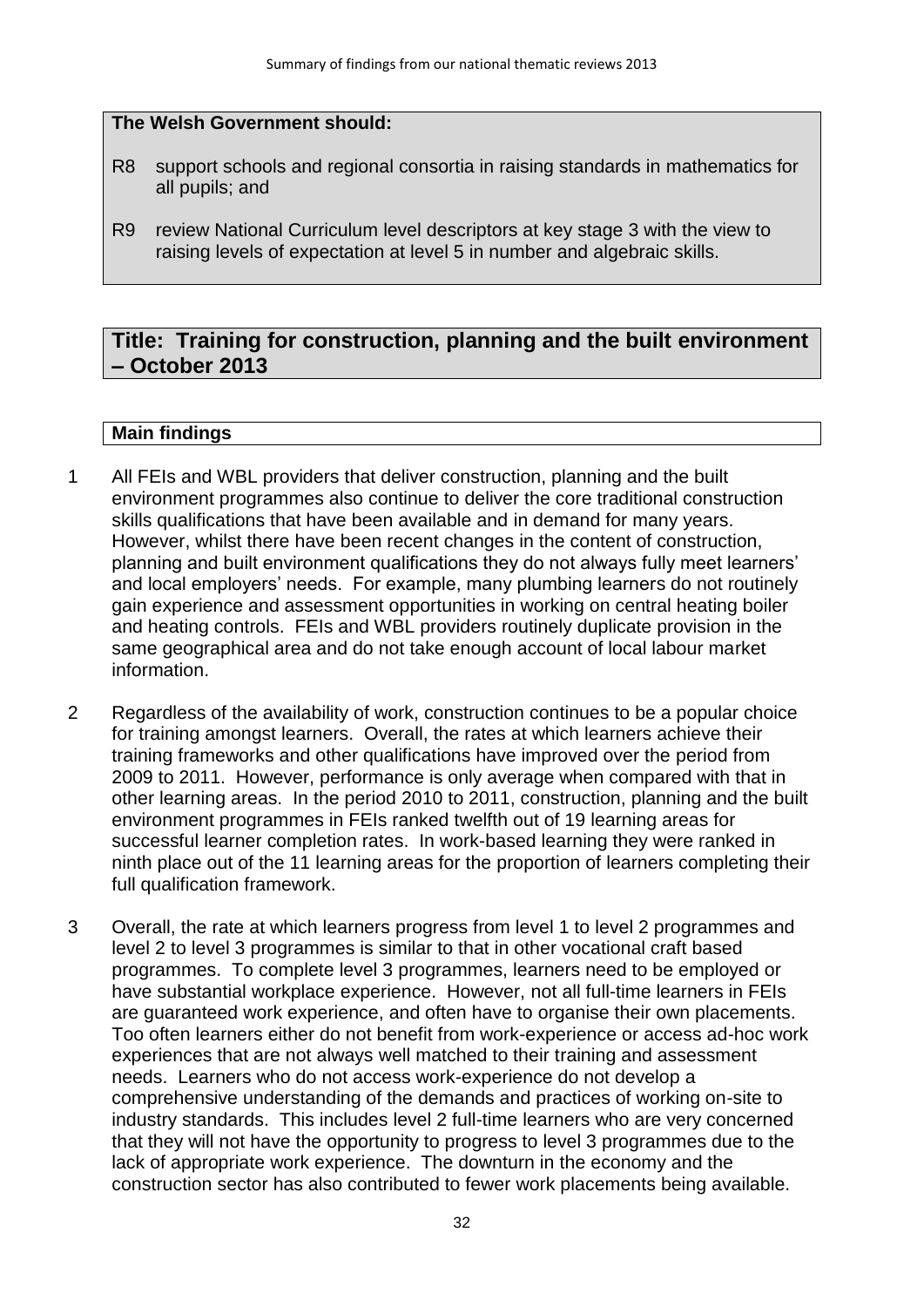**The Welsh Government should:**

R8 support schools and regional consortia in raising standards in mathematics for all pupils; and

R9 review National Curriculum level descriptors at key stage 3 with the view to raising levels of expectation at level 5 in number and algebraic skills.

## Title: Training for construction, planning and the built environment – October 2013

**Main findings**

1 All FEIs and WBL providers that deliver construction, planning and the built environment programmes also continue to deliver the core traditional construction skills qualifications that have been available and in demand for many years. However, whilst there have been recent changes in the content of construction, planning and built environment qualifications they do not always fully meet learners' and local employers' needs. For example, many plumbing learners do not routinely gain experience and assessment opportunities in working on central heating boiler and heating controls. FEIs and WBL providers routinely duplicate provision in the same geographical area and do not take enough account of local labour market information.

2 Regardless of the availability of work, construction continues to be a popular choice for training amongst learners. Overall, the rates at which learners achieve their training frameworks and other qualifications have improved over the period from 2009 to 2011. However, performance is only average when compared with that in other learning areas. In the period 2010 to 2011, construction, planning and the built environment programmes in FEIs ranked twelfth out of 19 learning areas for successful learner completion rates. In work-based learning they were ranked in ninth place out of the 11 learning areas for the proportion of learners completing their full qualification framework.

3 Overall, the rate at which learners progress from level 1 to level 2 programmes and level 2 to level 3 programmes is similar to that in other vocational craft based programmes. To complete level 3 programmes, learners need to be employed or have substantial workplace experience. However, not all full-time learners in FEIs are guaranteed work experience, and often have to organise their own placements. Too often learners either do not benefit from work-experience or access ad-hoc work experiences that are not always well matched to their training and assessment needs. Learners who do not access work-experience do not develop a comprehensive understanding of the demands and practices of working on-site to industry standards. This includes level 2 full-time learners who are very concerned that they will not have the opportunity to progress to level 3 programmes due to the lack of appropriate work experience. The downturn in the economy and the construction sector has also contributed to fewer work placements being available.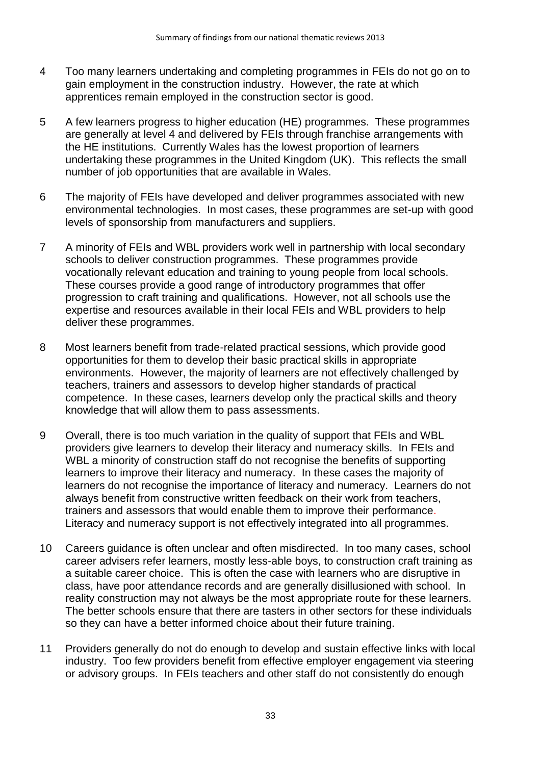4 Too many learners undertaking and completing programmes in FEIs do not go on to gain employment in the construction industry. However, the rate at which apprentices remain employed in the construction sector is good.

5 A few learners progress to higher education (HE) programmes. These programmes are generally at level 4 and delivered by FEIs through franchise arrangements with the HE institutions. Currently Wales has the lowest proportion of learners undertaking these programmes in the United Kingdom (UK). This reflects the small number of job opportunities that are available in Wales.

6 The majority of FEIs have developed and deliver programmes associated with new environmental technologies. In most cases, these programmes are set-up with good levels of sponsorship from manufacturers and suppliers.

7 A minority of FEIs and WBL providers work well in partnership with local secondary schools to deliver construction programmes. These programmes provide vocationally relevant education and training to young people from local schools. These courses provide a good range of introductory programmes that offer progression to craft training and qualifications. However, not all schools use the expertise and resources available in their local FEIs and WBL providers to help deliver these programmes.

8 Most learners benefit from trade-related practical sessions, which provide good opportunities for them to develop their basic practical skills in appropriate environments. However, the majority of learners are not effectively challenged by teachers, trainers and assessors to develop higher standards of practical competence. In these cases, learners develop only the practical skills and theory knowledge that will allow them to pass assessments.

9 Overall, there is too much variation in the quality of support that FEIs and WBL providers give learners to develop their literacy and numeracy skills. In FEIs and WBL a minority of construction staff do not recognise the benefits of supporting learners to improve their literacy and numeracy. In these cases the majority of learners do not recognise the importance of literacy and numeracy. Learners do not always benefit from constructive written feedback on their work from teachers, trainers and assessors that would enable them to improve their performance. Literacy and numeracy support is not effectively integrated into all programmes.

10 Careers guidance is often unclear and often misdirected. In too many cases, school career advisers refer learners, mostly less-able boys, to construction craft training as a suitable career choice. This is often the case with learners who are disruptive in class, have poor attendance records and are generally disillusioned with school. In reality construction may not always be the most appropriate route for these learners. The better schools ensure that there are tasters in other sectors for these individuals so they can have a better informed choice about their future training.

11 Providers generally do not do enough to develop and sustain effective links with local industry. Too few providers benefit from effective employer engagement via steering or advisory groups. In FEIs teachers and other staff do not consistently do enough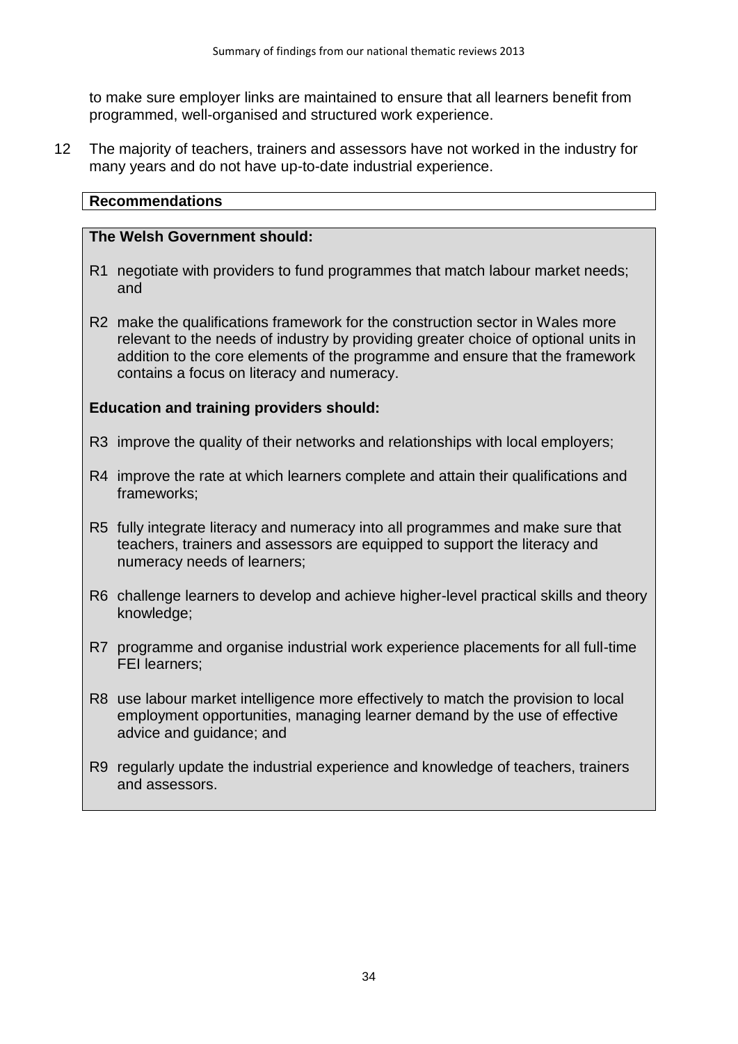to make sure employer links are maintained to ensure that all learners benefit from programmed, well-organised and structured work experience.

12 The majority of teachers, trainers and assessors have not worked in the industry for many years and do not have up-to-date industrial experience.

**Recommendations**

**The Welsh Government should:**

R1 negotiate with providers to fund programmes that match labour market needs; and

R2 make the qualifications framework for the construction sector in Wales more relevant to the needs of industry by providing greater choice of optional units in addition to the core elements of the programme and ensure that the framework contains a focus on literacy and numeracy.

**Education and training providers should:**

R3 improve the quality of their networks and relationships with local employers;

R4 improve the rate at which learners complete and attain their qualifications and frameworks;

R5 fully integrate literacy and numeracy into all programmes and make sure that teachers, trainers and assessors are equipped to support the literacy and numeracy needs of learners;

R6 challenge learners to develop and achieve higher-level practical skills and theory knowledge;

R7 programme and organise industrial work experience placements for all full-time FEI learners;

R8 use labour market intelligence more effectively to match the provision to local employment opportunities, managing learner demand by the use of effective advice and guidance; and

R9 regularly update the industrial experience and knowledge of teachers, trainers and assessors.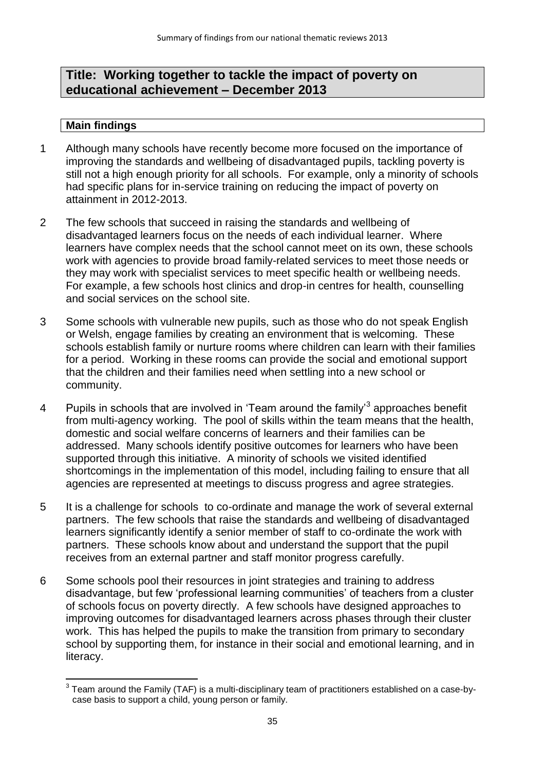## Title: Working together to tackle the impact of poverty on educational achievement – December 2013

### Main findings

1 Although many schools have recently become more focused on the importance of improving the standards and wellbeing of disadvantaged pupils, tackling poverty is still not a high enough priority for all schools. For example, only a minority of schools had specific plans for in-service training on reducing the impact of poverty on attainment in 2012-2013.

2 The few schools that succeed in raising the standards and wellbeing of disadvantaged learners focus on the needs of each individual learner. Where learners have complex needs that the school cannot meet on its own, these schools work with agencies to provide broad family-related services to meet those needs or they may work with specialist services to meet specific health or wellbeing needs. For example, a few schools host clinics and drop-in centres for health, counselling and social services on the school site.

3 Some schools with vulnerable new pupils, such as those who do not speak English or Welsh, engage families by creating an environment that is welcoming. These schools establish family or nurture rooms where children can learn with their families for a period. Working in these rooms can provide the social and emotional support that the children and their families need when settling into a new school or community.

4 Pupils in schools that are involved in 'Team around the family'[3] approaches benefit from multi-agency working. The pool of skills within the team means that the health, domestic and social welfare concerns of learners and their families can be addressed. Many schools identify positive outcomes for learners who have been supported through this initiative. A minority of schools we visited identified shortcomings in the implementation of this model, including failing to ensure that all agencies are represented at meetings to discuss progress and agree strategies.

5 It is a challenge for schools to co-ordinate and manage the work of several external partners. The few schools that raise the standards and wellbeing of disadvantaged learners significantly identify a senior member of staff to co-ordinate the work with partners. These schools know about and understand the support that the pupil receives from an external partner and staff monitor progress carefully.

6 Some schools pool their resources in joint strategies and training to address disadvantage, but few 'professional learning communities' of teachers from a cluster of schools focus on poverty directly. A few schools have designed approaches to improving outcomes for disadvantaged learners across phases through their cluster work. This has helped the pupils to make the transition from primary to secondary school by supporting them, for instance in their social and emotional learning, and in literacy.

[3] Team around the Family (TAF) is a multi-disciplinary team of practitioners established on a case-by-case basis to support a child, young person or family.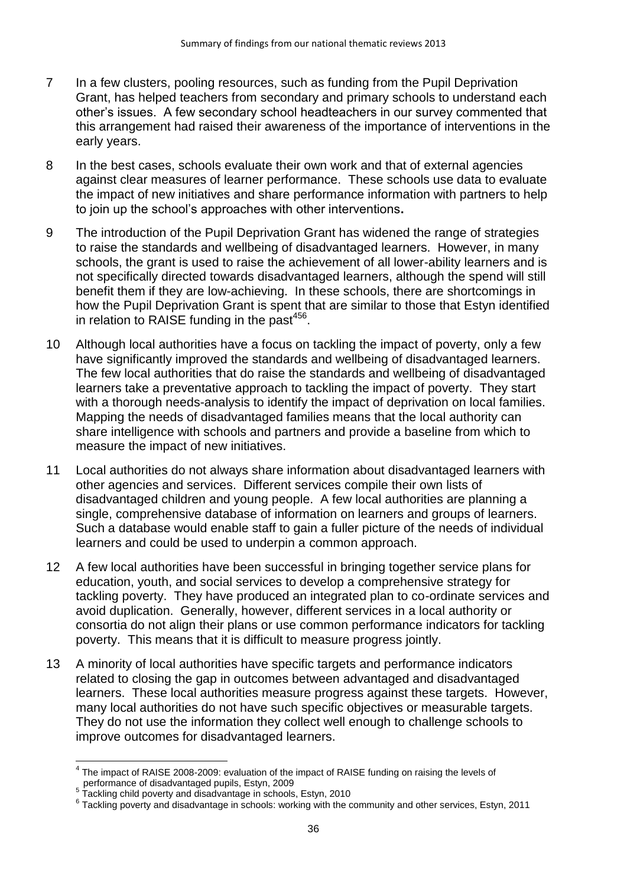7 In a few clusters, pooling resources, such as funding from the Pupil Deprivation Grant, has helped teachers from secondary and primary schools to understand each other's issues. A few secondary school headteachers in our survey commented that this arrangement had raised their awareness of the importance of interventions in the early years.

8 In the best cases, schools evaluate their own work and that of external agencies against clear measures of learner performance. These schools use data to evaluate the impact of new initiatives and share performance information with partners to help to join up the school's approaches with other interventions**.**

9 The introduction of the Pupil Deprivation Grant has widened the range of strategies to raise the standards and wellbeing of disadvantaged learners. However, in many schools, the grant is used to raise the achievement of all lower-ability learners and is not specifically directed towards disadvantaged learners, although the spend will still benefit them if they are low-achieving. In these schools, there are shortcomings in how the Pupil Deprivation Grant is spent that are similar to those that Estyn identified in relation to RAISE funding in the past[4,5,6].

10 Although local authorities have a focus on tackling the impact of poverty, only a few have significantly improved the standards and wellbeing of disadvantaged learners. The few local authorities that do raise the standards and wellbeing of disadvantaged learners take a preventative approach to tackling the impact of poverty. They start with a thorough needs-analysis to identify the impact of deprivation on local families. Mapping the needs of disadvantaged families means that the local authority can share intelligence with schools and partners and provide a baseline from which to measure the impact of new initiatives.

11 Local authorities do not always share information about disadvantaged learners with other agencies and services. Different services compile their own lists of disadvantaged children and young people. A few local authorities are planning a single, comprehensive database of information on learners and groups of learners. Such a database would enable staff to gain a fuller picture of the needs of individual learners and could be used to underpin a common approach.

12 A few local authorities have been successful in bringing together service plans for education, youth, and social services to develop a comprehensive strategy for tackling poverty. They have produced an integrated plan to co-ordinate services and avoid duplication. Generally, however, different services in a local authority or consortia do not align their plans or use common performance indicators for tackling poverty. This means that it is difficult to measure progress jointly.

13 A minority of local authorities have specific targets and performance indicators related to closing the gap in outcomes between advantaged and disadvantaged learners. These local authorities measure progress against these targets. However, many local authorities do not have such specific objectives or measurable targets. They do not use the information they collect well enough to challenge schools to improve outcomes for disadvantaged learners.

---

[4] The impact of RAISE 2008-2009: evaluation of the impact of RAISE funding on raising the levels of performance of disadvantaged pupils, Estyn, 2009

[5] Tackling child poverty and disadvantage in schools, Estyn, 2010

[6] Tackling poverty and disadvantage in schools: working with the community and other services, Estyn, 2011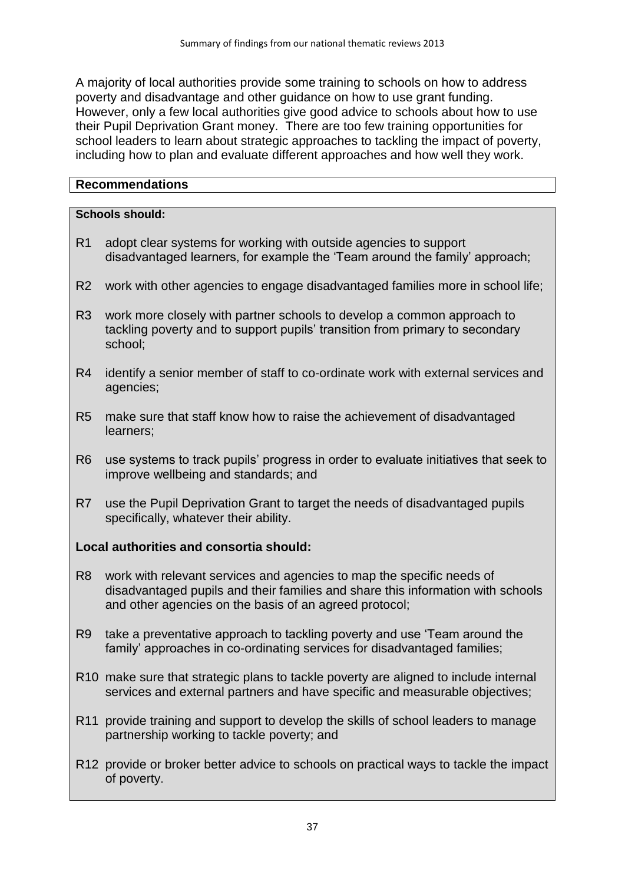A majority of local authorities provide some training to schools on how to address poverty and disadvantage and other guidance on how to use grant funding. However, only a few local authorities give good advice to schools about how to use their Pupil Deprivation Grant money. There are too few training opportunities for school leaders to learn about strategic approaches to tackling the impact of poverty, including how to plan and evaluate different approaches and how well they work.

## Recommendations

**Schools should:**

R1 adopt clear systems for working with outside agencies to support disadvantaged learners, for example the 'Team around the family' approach;

R2 work with other agencies to engage disadvantaged families more in school life;

R3 work more closely with partner schools to develop a common approach to tackling poverty and to support pupils' transition from primary to secondary school;

R4 identify a senior member of staff to co-ordinate work with external services and agencies;

R5 make sure that staff know how to raise the achievement of disadvantaged learners;

R6 use systems to track pupils' progress in order to evaluate initiatives that seek to improve wellbeing and standards; and

R7 use the Pupil Deprivation Grant to target the needs of disadvantaged pupils specifically, whatever their ability.

**Local authorities and consortia should:**

R8 work with relevant services and agencies to map the specific needs of disadvantaged pupils and their families and share this information with schools and other agencies on the basis of an agreed protocol;

R9 take a preventative approach to tackling poverty and use 'Team around the family' approaches in co-ordinating services for disadvantaged families;

R10 make sure that strategic plans to tackle poverty are aligned to include internal services and external partners and have specific and measurable objectives;

R11 provide training and support to develop the skills of school leaders to manage partnership working to tackle poverty; and

R12 provide or broker better advice to schools on practical ways to tackle the impact of poverty.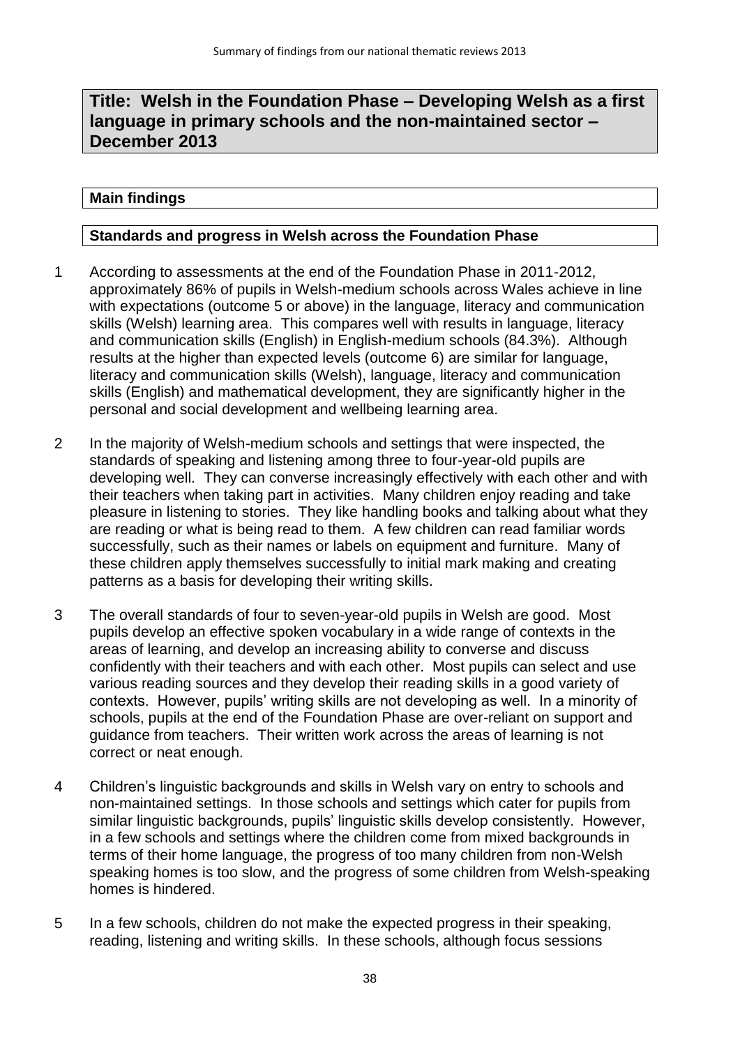## Title: Welsh in the Foundation Phase – Developing Welsh as a first language in primary schools and the non-maintained sector – December 2013

### Main findings

### Standards and progress in Welsh across the Foundation Phase

1 According to assessments at the end of the Foundation Phase in 2011-2012, approximately 86% of pupils in Welsh-medium schools across Wales achieve in line with expectations (outcome 5 or above) in the language, literacy and communication skills (Welsh) learning area. This compares well with results in language, literacy and communication skills (English) in English-medium schools (84.3%). Although results at the higher than expected levels (outcome 6) are similar for language, literacy and communication skills (Welsh), language, literacy and communication skills (English) and mathematical development, they are significantly higher in the personal and social development and wellbeing learning area.

2 In the majority of Welsh-medium schools and settings that were inspected, the standards of speaking and listening among three to four-year-old pupils are developing well. They can converse increasingly effectively with each other and with their teachers when taking part in activities. Many children enjoy reading and take pleasure in listening to stories. They like handling books and talking about what they are reading or what is being read to them. A few children can read familiar words successfully, such as their names or labels on equipment and furniture. Many of these children apply themselves successfully to initial mark making and creating patterns as a basis for developing their writing skills.

3 The overall standards of four to seven-year-old pupils in Welsh are good. Most pupils develop an effective spoken vocabulary in a wide range of contexts in the areas of learning, and develop an increasing ability to converse and discuss confidently with their teachers and with each other. Most pupils can select and use various reading sources and they develop their reading skills in a good variety of contexts. However, pupils' writing skills are not developing as well. In a minority of schools, pupils at the end of the Foundation Phase are over-reliant on support and guidance from teachers. Their written work across the areas of learning is not correct or neat enough.

4 Children's linguistic backgrounds and skills in Welsh vary on entry to schools and non-maintained settings. In those schools and settings which cater for pupils from similar linguistic backgrounds, pupils' linguistic skills develop consistently. However, in a few schools and settings where the children come from mixed backgrounds in terms of their home language, the progress of too many children from non-Welsh speaking homes is too slow, and the progress of some children from Welsh-speaking homes is hindered.

5 In a few schools, children do not make the expected progress in their speaking, reading, listening and writing skills. In these schools, although focus sessions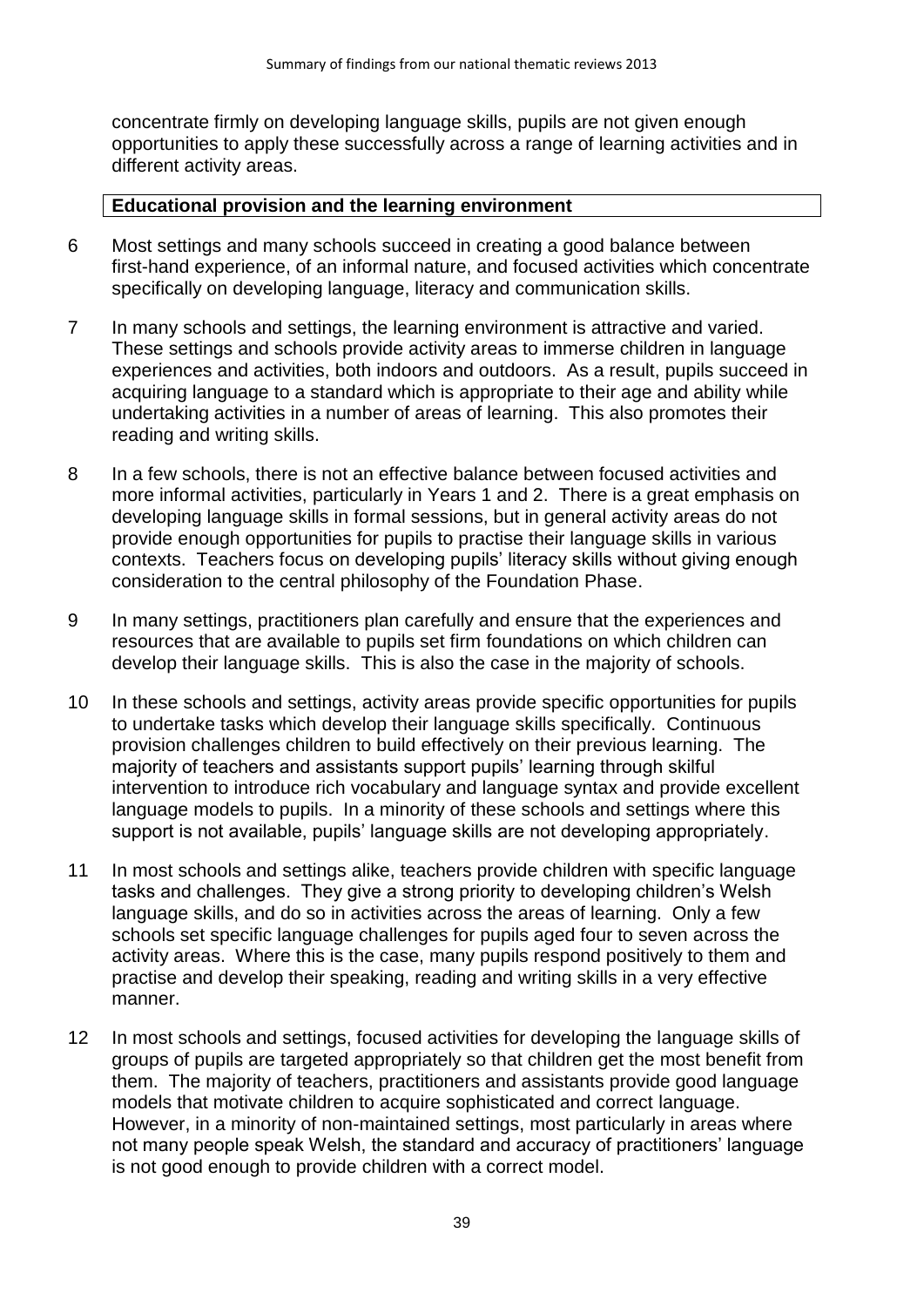concentrate firmly on developing language skills, pupils are not given enough opportunities to apply these successfully across a range of learning activities and in different activity areas.

**Educational provision and the learning environment**

6 Most settings and many schools succeed in creating a good balance between first-hand experience, of an informal nature, and focused activities which concentrate specifically on developing language, literacy and communication skills.

7 In many schools and settings, the learning environment is attractive and varied. These settings and schools provide activity areas to immerse children in language experiences and activities, both indoors and outdoors. As a result, pupils succeed in acquiring language to a standard which is appropriate to their age and ability while undertaking activities in a number of areas of learning. This also promotes their reading and writing skills.

8 In a few schools, there is not an effective balance between focused activities and more informal activities, particularly in Years 1 and 2. There is a great emphasis on developing language skills in formal sessions, but in general activity areas do not provide enough opportunities for pupils to practise their language skills in various contexts. Teachers focus on developing pupils' literacy skills without giving enough consideration to the central philosophy of the Foundation Phase.

9 In many settings, practitioners plan carefully and ensure that the experiences and resources that are available to pupils set firm foundations on which children can develop their language skills. This is also the case in the majority of schools.

10 In these schools and settings, activity areas provide specific opportunities for pupils to undertake tasks which develop their language skills specifically. Continuous provision challenges children to build effectively on their previous learning. The majority of teachers and assistants support pupils' learning through skilful intervention to introduce rich vocabulary and language syntax and provide excellent language models to pupils. In a minority of these schools and settings where this support is not available, pupils' language skills are not developing appropriately.

11 In most schools and settings alike, teachers provide children with specific language tasks and challenges. They give a strong priority to developing children's Welsh language skills, and do so in activities across the areas of learning. Only a few schools set specific language challenges for pupils aged four to seven across the activity areas. Where this is the case, many pupils respond positively to them and practise and develop their speaking, reading and writing skills in a very effective manner.

12 In most schools and settings, focused activities for developing the language skills of groups of pupils are targeted appropriately so that children get the most benefit from them. The majority of teachers, practitioners and assistants provide good language models that motivate children to acquire sophisticated and correct language. However, in a minority of non-maintained settings, most particularly in areas where not many people speak Welsh, the standard and accuracy of practitioners' language is not good enough to provide children with a correct model.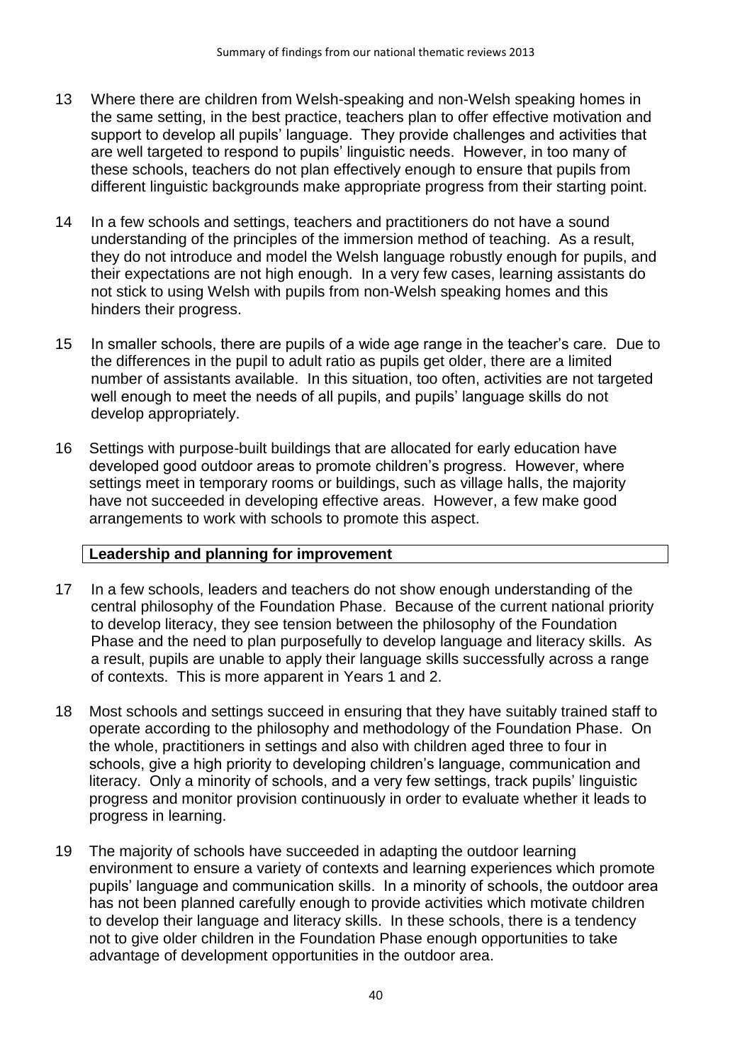13 Where there are children from Welsh-speaking and non-Welsh speaking homes in the same setting, in the best practice, teachers plan to offer effective motivation and support to develop all pupils' language. They provide challenges and activities that are well targeted to respond to pupils' linguistic needs. However, in too many of these schools, teachers do not plan effectively enough to ensure that pupils from different linguistic backgrounds make appropriate progress from their starting point.

14 In a few schools and settings, teachers and practitioners do not have a sound understanding of the principles of the immersion method of teaching. As a result, they do not introduce and model the Welsh language robustly enough for pupils, and their expectations are not high enough. In a very few cases, learning assistants do not stick to using Welsh with pupils from non-Welsh speaking homes and this hinders their progress.

15 In smaller schools, there are pupils of a wide age range in the teacher's care. Due to the differences in the pupil to adult ratio as pupils get older, there are a limited number of assistants available. In this situation, too often, activities are not targeted well enough to meet the needs of all pupils, and pupils' language skills do not develop appropriately.

16 Settings with purpose-built buildings that are allocated for early education have developed good outdoor areas to promote children's progress. However, where settings meet in temporary rooms or buildings, such as village halls, the majority have not succeeded in developing effective areas. However, a few make good arrangements to work with schools to promote this aspect.

### Leadership and planning for improvement

17 In a few schools, leaders and teachers do not show enough understanding of the central philosophy of the Foundation Phase. Because of the current national priority to develop literacy, they see tension between the philosophy of the Foundation Phase and the need to plan purposefully to develop language and literacy skills. As a result, pupils are unable to apply their language skills successfully across a range of contexts. This is more apparent in Years 1 and 2.

18 Most schools and settings succeed in ensuring that they have suitably trained staff to operate according to the philosophy and methodology of the Foundation Phase. On the whole, practitioners in settings and also with children aged three to four in schools, give a high priority to developing children's language, communication and literacy. Only a minority of schools, and a very few settings, track pupils' linguistic progress and monitor provision continuously in order to evaluate whether it leads to progress in learning.

19 The majority of schools have succeeded in adapting the outdoor learning environment to ensure a variety of contexts and learning experiences which promote pupils' language and communication skills. In a minority of schools, the outdoor area has not been planned carefully enough to provide activities which motivate children to develop their language and literacy skills. In these schools, there is a tendency not to give older children in the Foundation Phase enough opportunities to take advantage of development opportunities in the outdoor area.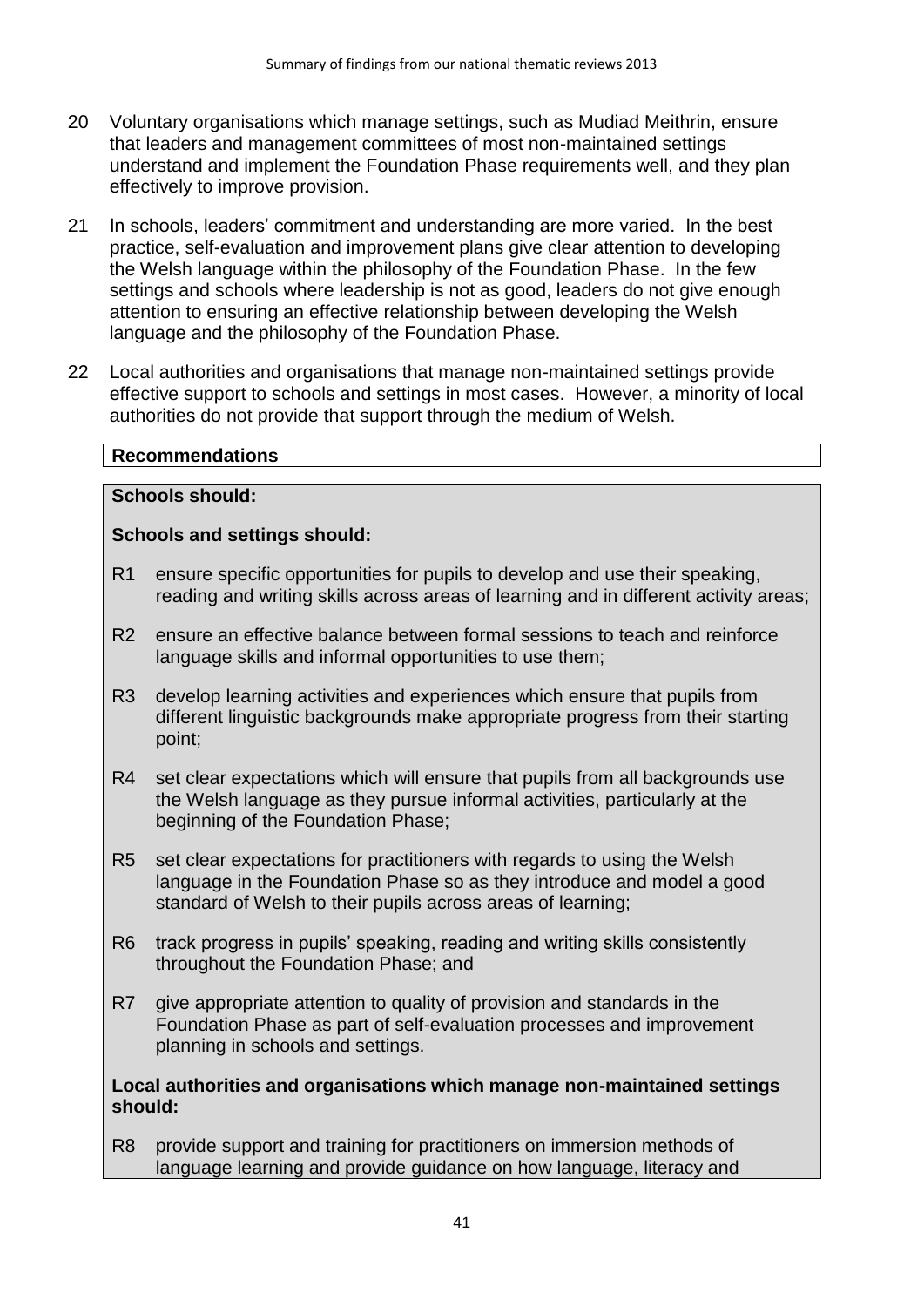20 Voluntary organisations which manage settings, such as Mudiad Meithrin, ensure that leaders and management committees of most non-maintained settings understand and implement the Foundation Phase requirements well, and they plan effectively to improve provision.

21 In schools, leaders' commitment and understanding are more varied. In the best practice, self-evaluation and improvement plans give clear attention to developing the Welsh language within the philosophy of the Foundation Phase. In the few settings and schools where leadership is not as good, leaders do not give enough attention to ensuring an effective relationship between developing the Welsh language and the philosophy of the Foundation Phase.

22 Local authorities and organisations that manage non-maintained settings provide effective support to schools and settings in most cases. However, a minority of local authorities do not provide that support through the medium of Welsh.

**Recommendations**

**Schools should:**

**Schools and settings should:**

- R1 ensure specific opportunities for pupils to develop and use their speaking, reading and writing skills across areas of learning and in different activity areas;
- R2 ensure an effective balance between formal sessions to teach and reinforce language skills and informal opportunities to use them;
- R3 develop learning activities and experiences which ensure that pupils from different linguistic backgrounds make appropriate progress from their starting point;
- R4 set clear expectations which will ensure that pupils from all backgrounds use the Welsh language as they pursue informal activities, particularly at the beginning of the Foundation Phase;
- R5 set clear expectations for practitioners with regards to using the Welsh language in the Foundation Phase so as they introduce and model a good standard of Welsh to their pupils across areas of learning;
- R6 track progress in pupils' speaking, reading and writing skills consistently throughout the Foundation Phase; and
- R7 give appropriate attention to quality of provision and standards in the Foundation Phase as part of self-evaluation processes and improvement planning in schools and settings.

**Local authorities and organisations which manage non-maintained settings should:**

- R8 provide support and training for practitioners on immersion methods of language learning and provide guidance on how language, literacy and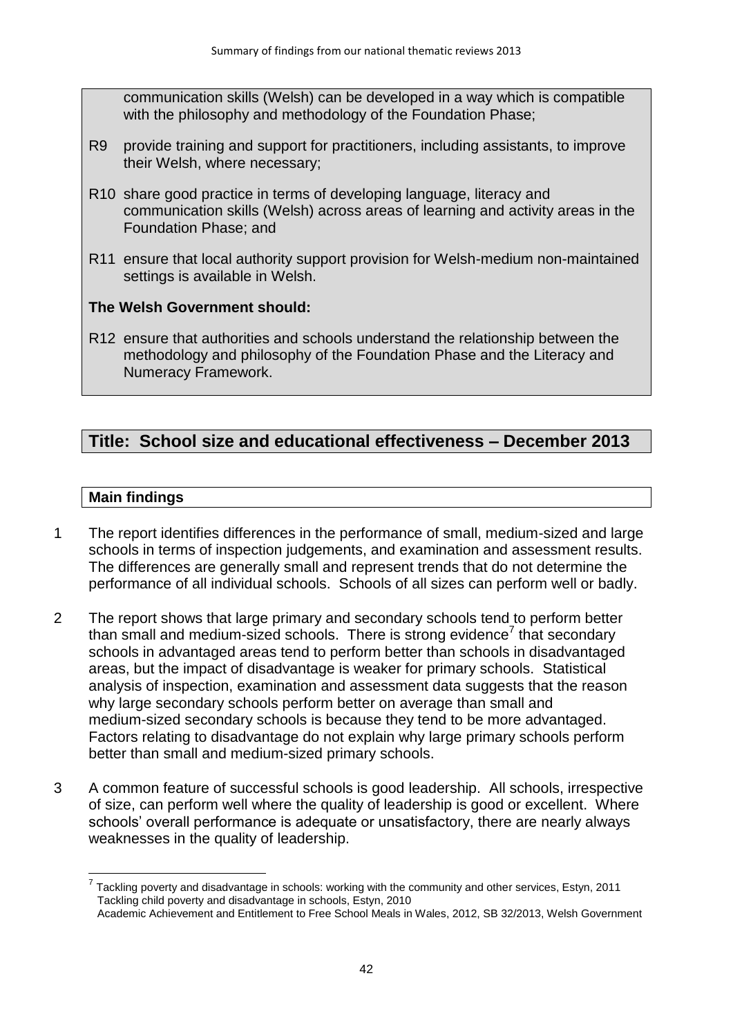communication skills (Welsh) can be developed in a way which is compatible with the philosophy and methodology of the Foundation Phase;

R9 provide training and support for practitioners, including assistants, to improve their Welsh, where necessary;

R10 share good practice in terms of developing language, literacy and communication skills (Welsh) across areas of learning and activity areas in the Foundation Phase; and

R11 ensure that local authority support provision for Welsh-medium non-maintained settings is available in Welsh.

**The Welsh Government should:**

R12 ensure that authorities and schools understand the relationship between the methodology and philosophy of the Foundation Phase and the Literacy and Numeracy Framework.

## Title: School size and educational effectiveness – December 2013

### Main findings

1 The report identifies differences in the performance of small, medium-sized and large schools in terms of inspection judgements, and examination and assessment results. The differences are generally small and represent trends that do not determine the performance of all individual schools. Schools of all sizes can perform well or badly.

2 The report shows that large primary and secondary schools tend to perform better than small and medium-sized schools. There is strong evidence[7] that secondary schools in advantaged areas tend to perform better than schools in disadvantaged areas, but the impact of disadvantage is weaker for primary schools. Statistical analysis of inspection, examination and assessment data suggests that the reason why large secondary schools perform better on average than small and medium-sized secondary schools is because they tend to be more advantaged. Factors relating to disadvantage do not explain why large primary schools perform better than small and medium-sized primary schools.

3 A common feature of successful schools is good leadership. All schools, irrespective of size, can perform well where the quality of leadership is good or excellent. Where schools' overall performance is adequate or unsatisfactory, there are nearly always weaknesses in the quality of leadership.

[7] Tackling poverty and disadvantage in schools: working with the community and other services, Estyn, 2011
Tackling child poverty and disadvantage in schools, Estyn, 2010
Academic Achievement and Entitlement to Free School Meals in Wales, 2012, SB 32/2013, Welsh Government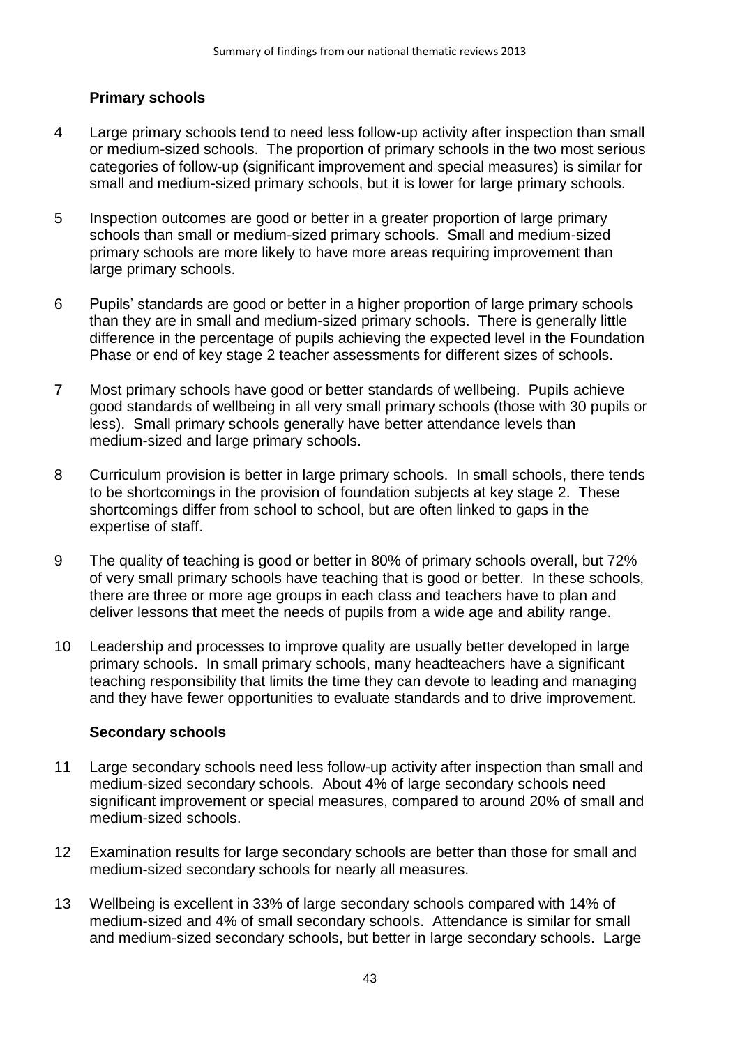### Primary schools

4 Large primary schools tend to need less follow-up activity after inspection than small or medium-sized schools. The proportion of primary schools in the two most serious categories of follow-up (significant improvement and special measures) is similar for small and medium-sized primary schools, but it is lower for large primary schools.

5 Inspection outcomes are good or better in a greater proportion of large primary schools than small or medium-sized primary schools. Small and medium-sized primary schools are more likely to have more areas requiring improvement than large primary schools.

6 Pupils' standards are good or better in a higher proportion of large primary schools than they are in small and medium-sized primary schools. There is generally little difference in the percentage of pupils achieving the expected level in the Foundation Phase or end of key stage 2 teacher assessments for different sizes of schools.

7 Most primary schools have good or better standards of wellbeing. Pupils achieve good standards of wellbeing in all very small primary schools (those with 30 pupils or less). Small primary schools generally have better attendance levels than medium-sized and large primary schools.

8 Curriculum provision is better in large primary schools. In small schools, there tends to be shortcomings in the provision of foundation subjects at key stage 2. These shortcomings differ from school to school, but are often linked to gaps in the expertise of staff.

9 The quality of teaching is good or better in 80% of primary schools overall, but 72% of very small primary schools have teaching that is good or better. In these schools, there are three or more age groups in each class and teachers have to plan and deliver lessons that meet the needs of pupils from a wide age and ability range.

10 Leadership and processes to improve quality are usually better developed in large primary schools. In small primary schools, many headteachers have a significant teaching responsibility that limits the time they can devote to leading and managing and they have fewer opportunities to evaluate standards and to drive improvement.

### Secondary schools

11 Large secondary schools need less follow-up activity after inspection than small and medium-sized secondary schools. About 4% of large secondary schools need significant improvement or special measures, compared to around 20% of small and medium-sized schools.

12 Examination results for large secondary schools are better than those for small and medium-sized secondary schools for nearly all measures.

13 Wellbeing is excellent in 33% of large secondary schools compared with 14% of medium-sized and 4% of small secondary schools. Attendance is similar for small and medium-sized secondary schools, but better in large secondary schools. Large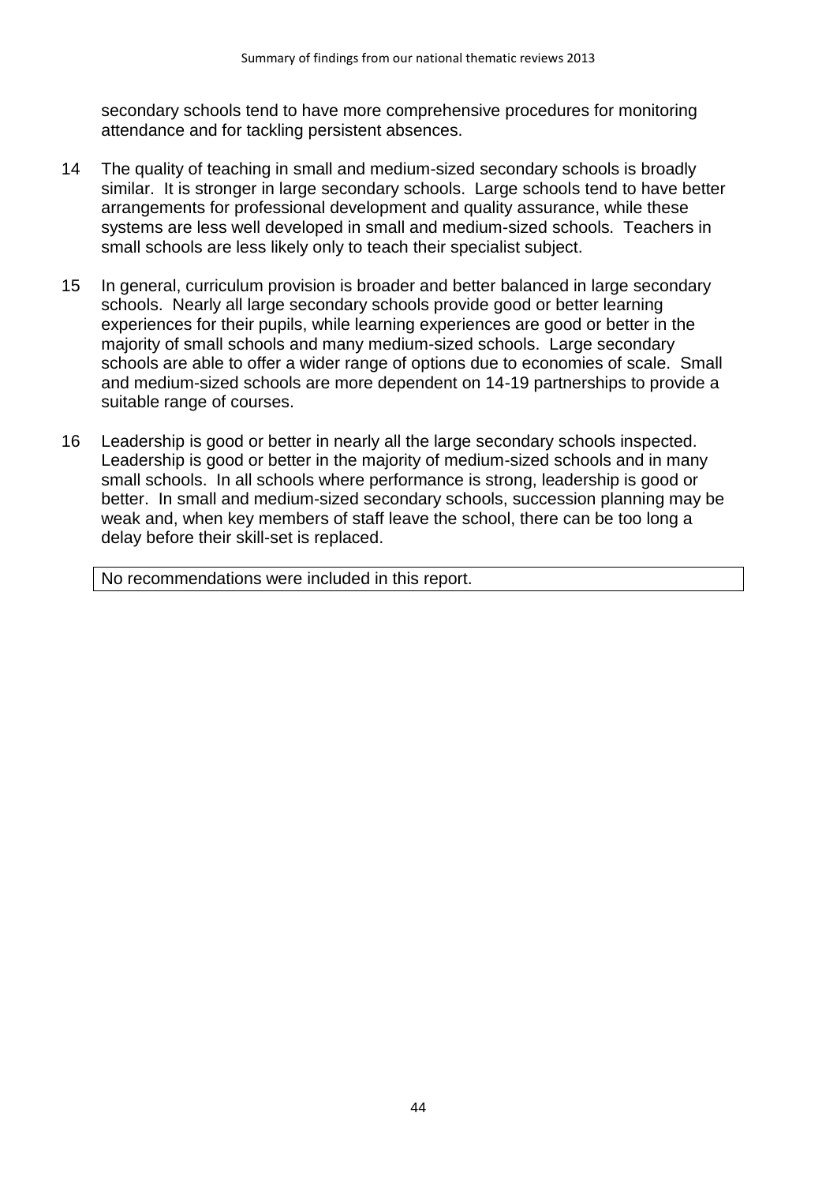secondary schools tend to have more comprehensive procedures for monitoring attendance and for tackling persistent absences.

14 The quality of teaching in small and medium-sized secondary schools is broadly similar. It is stronger in large secondary schools. Large schools tend to have better arrangements for professional development and quality assurance, while these systems are less well developed in small and medium-sized schools. Teachers in small schools are less likely only to teach their specialist subject.

15 In general, curriculum provision is broader and better balanced in large secondary schools. Nearly all large secondary schools provide good or better learning experiences for their pupils, while learning experiences are good or better in the majority of small schools and many medium-sized schools. Large secondary schools are able to offer a wider range of options due to economies of scale. Small and medium-sized schools are more dependent on 14-19 partnerships to provide a suitable range of courses.

16 Leadership is good or better in nearly all the large secondary schools inspected. Leadership is good or better in the majority of medium-sized schools and in many small schools. In all schools where performance is strong, leadership is good or better. In small and medium-sized secondary schools, succession planning may be weak and, when key members of staff leave the school, there can be too long a delay before their skill-set is replaced.

| |
|---|
| No recommendations were included in this report. |